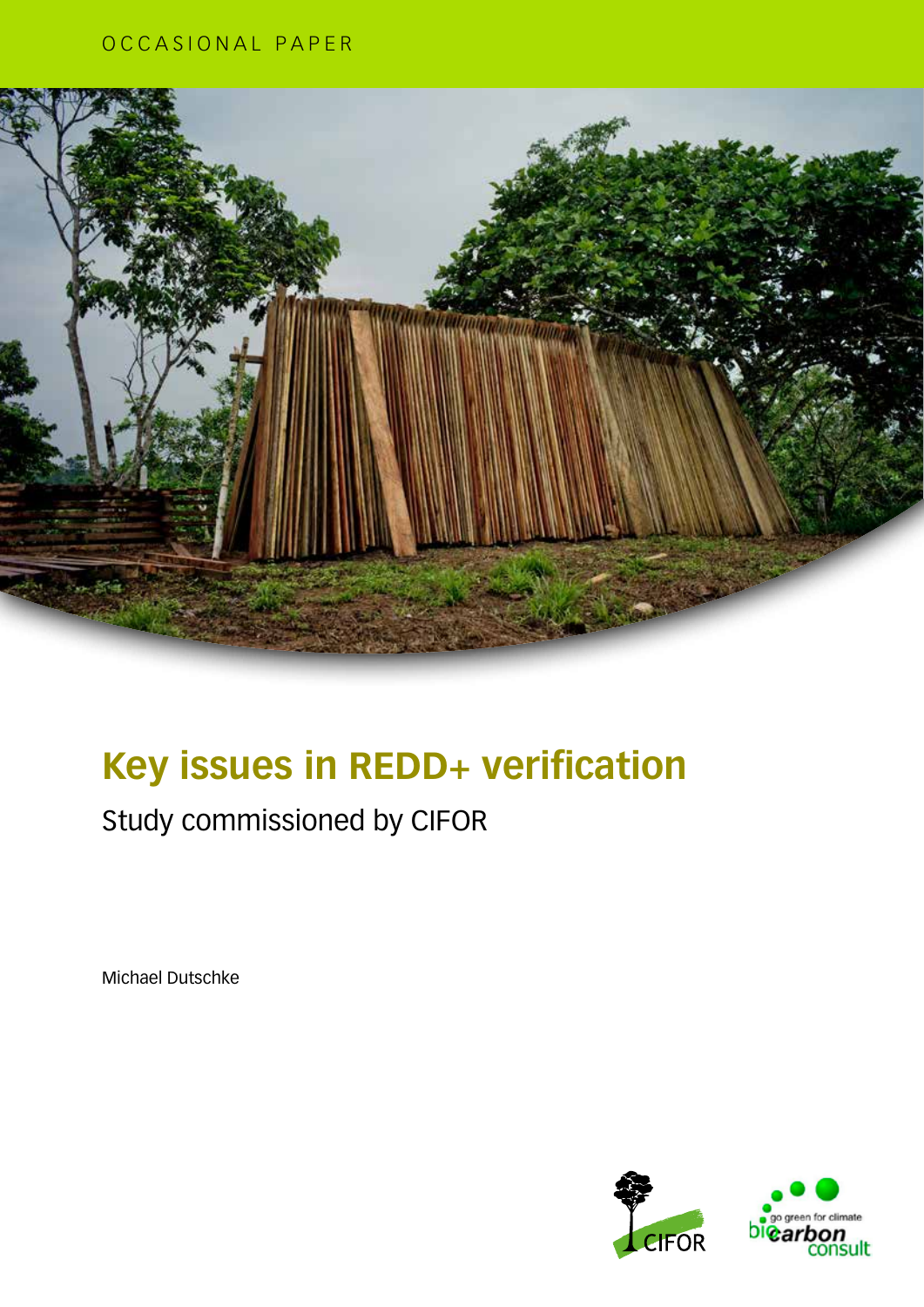OCCASIONAL PAPER

# Key issues in REDD+ verification

## Study commissioned by CIFOR

Michael Dutschke

CIFOR

go green for climate
biocarbon consult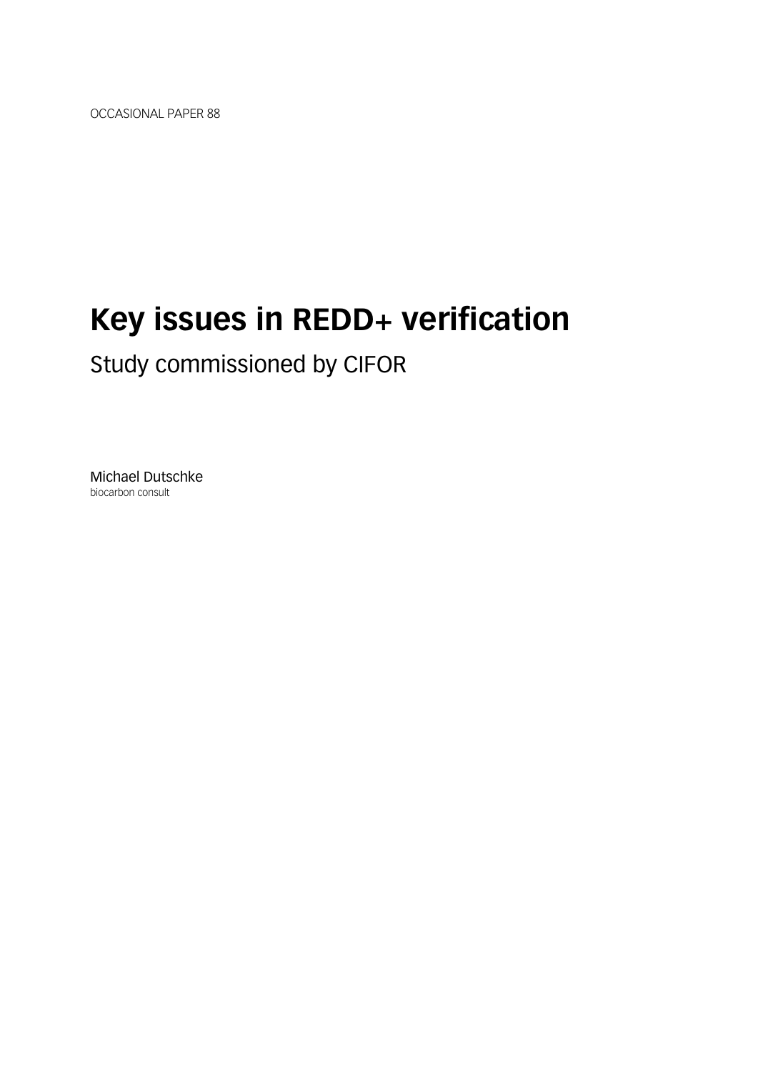OCCASIONAL PAPER 88

# Key issues in REDD+ verification

## Study commissioned by CIFOR

Michael Dutschke
biocarbon consult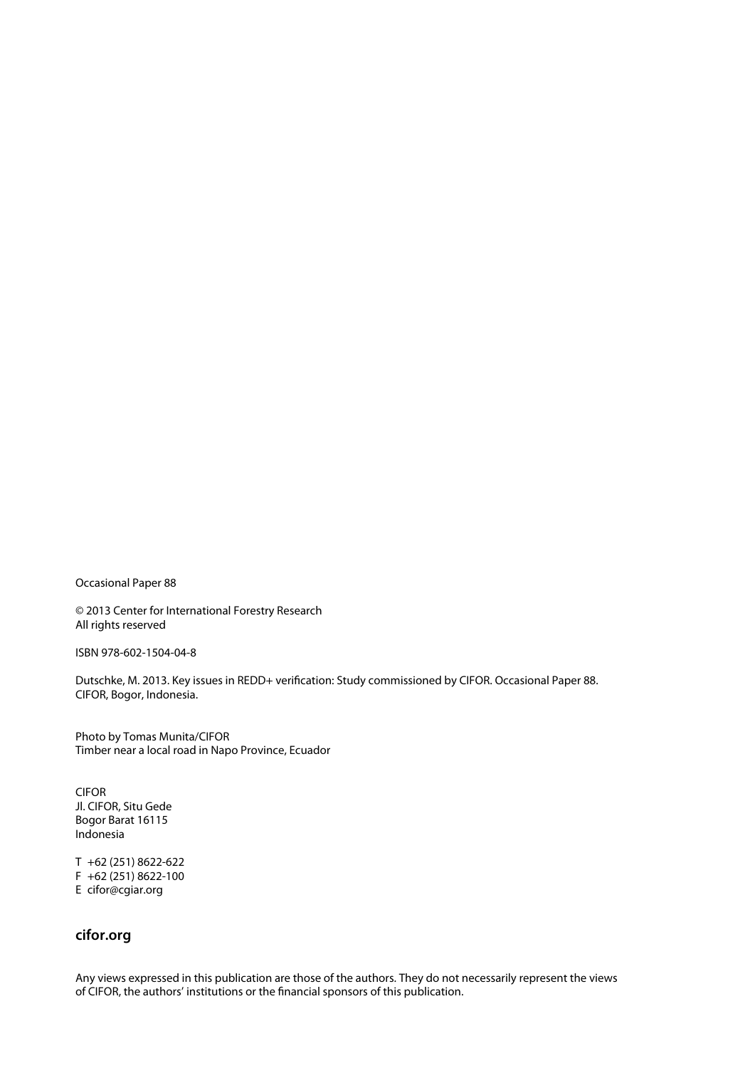Occasional Paper 88

© 2013 Center for International Forestry Research
All rights reserved

ISBN 978-602-1504-04-8

Dutschke, M. 2013. Key issues in REDD+ verification: Study commissioned by CIFOR. Occasional Paper 88. CIFOR, Bogor, Indonesia.

Photo by Tomas Munita/CIFOR
Timber near a local road in Napo Province, Ecuador

CIFOR
Jl. CIFOR, Situ Gede
Bogor Barat 16115
Indonesia

T +62 (251) 8622-622
F +62 (251) 8622-100
E cifor@cgiar.org

**cifor.org**

Any views expressed in this publication are those of the authors. They do not necessarily represent the views of CIFOR, the authors' institutions or the financial sponsors of this publication.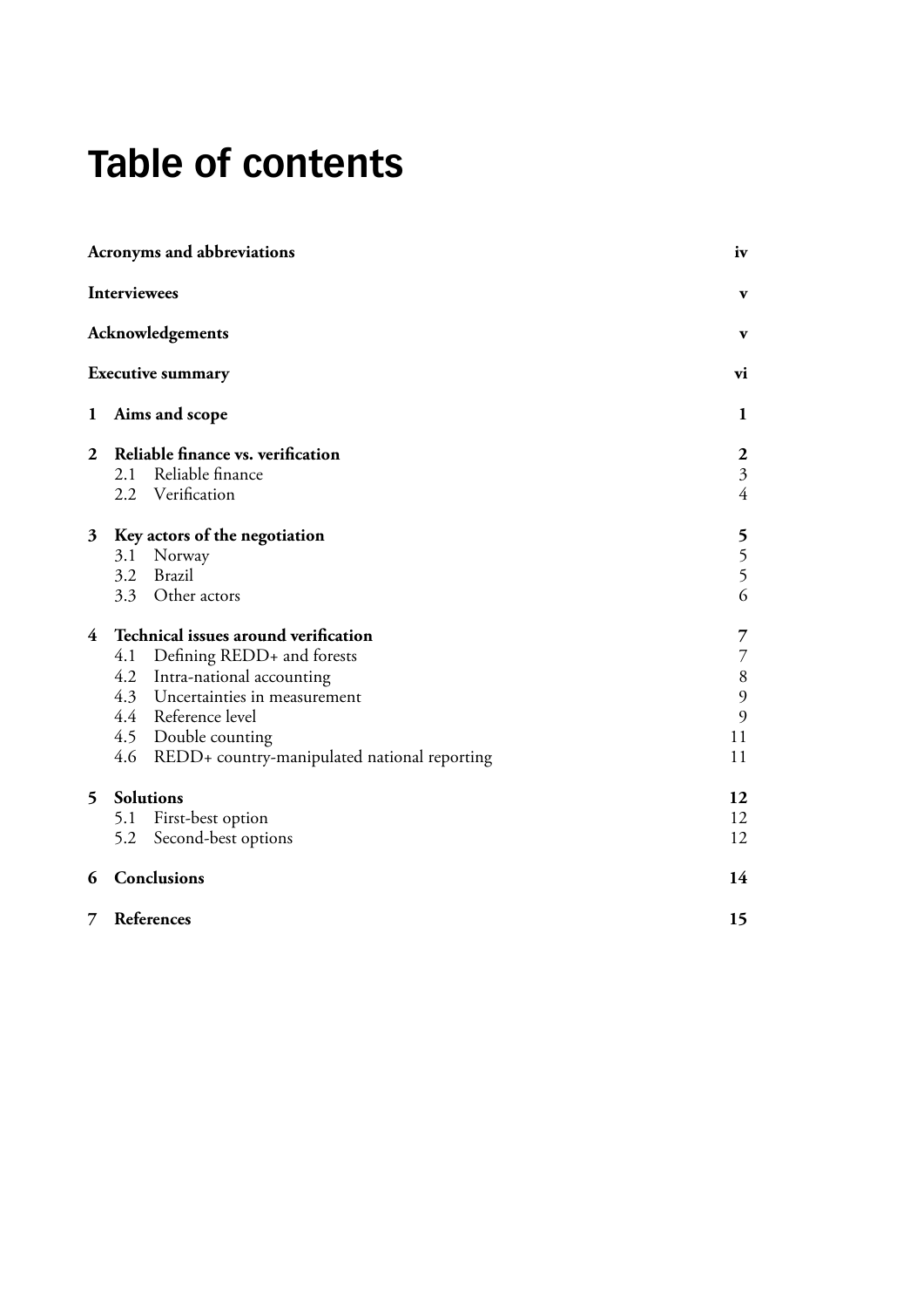# Table of contents

| | |
|---|---|
| **Acronyms and abbreviations** | **iv** |
| **Interviewees** | **v** |
| **Acknowledgements** | **v** |
| **Executive summary** | **vi** |
| **1 Aims and scope** | **1** |
| **2 Reliable finance vs. verification** | **2** |
| 2.1 Reliable finance | 3 |
| 2.2 Verification | 4 |
| **3 Key actors of the negotiation** | **5** |
| 3.1 Norway | 5 |
| 3.2 Brazil | 5 |
| 3.3 Other actors | 6 |
| **4 Technical issues around verification** | **7** |
| 4.1 Defining REDD+ and forests | 7 |
| 4.2 Intra-national accounting | 8 |
| 4.3 Uncertainties in measurement | 9 |
| 4.4 Reference level | 9 |
| 4.5 Double counting | 11 |
| 4.6 REDD+ country-manipulated national reporting | 11 |
| **5 Solutions** | **12** |
| 5.1 First-best option | 12 |
| 5.2 Second-best options | 12 |
| **6 Conclusions** | **14** |
| **7 References** | **15** |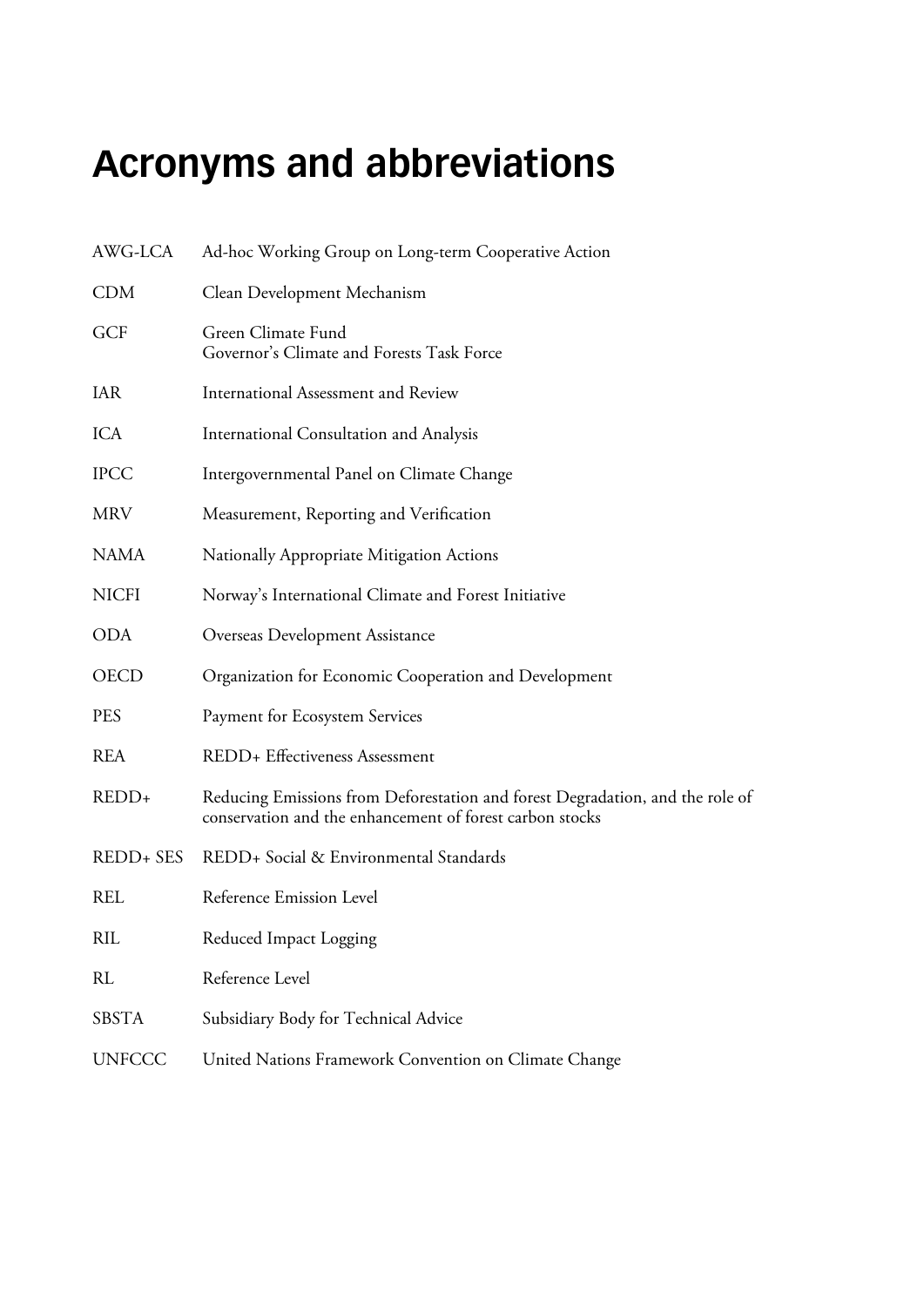# Acronyms and abbreviations

| | |
|---|---|
| AWG-LCA | Ad-hoc Working Group on Long-term Cooperative Action |
| CDM | Clean Development Mechanism |
| GCF | Green Climate Fund<br>Governor's Climate and Forests Task Force |
| IAR | International Assessment and Review |
| ICA | International Consultation and Analysis |
| IPCC | Intergovernmental Panel on Climate Change |
| MRV | Measurement, Reporting and Verification |
| NAMA | Nationally Appropriate Mitigation Actions |
| NICFI | Norway's International Climate and Forest Initiative |
| ODA | Overseas Development Assistance |
| OECD | Organization for Economic Cooperation and Development |
| PES | Payment for Ecosystem Services |
| REA | REDD+ Effectiveness Assessment |
| REDD+ | Reducing Emissions from Deforestation and forest Degradation, and the role of conservation and the enhancement of forest carbon stocks |
| REDD+ SES | REDD+ Social & Environmental Standards |
| REL | Reference Emission Level |
| RIL | Reduced Impact Logging |
| RL | Reference Level |
| SBSTA | Subsidiary Body for Technical Advice |
| UNFCCC | United Nations Framework Convention on Climate Change |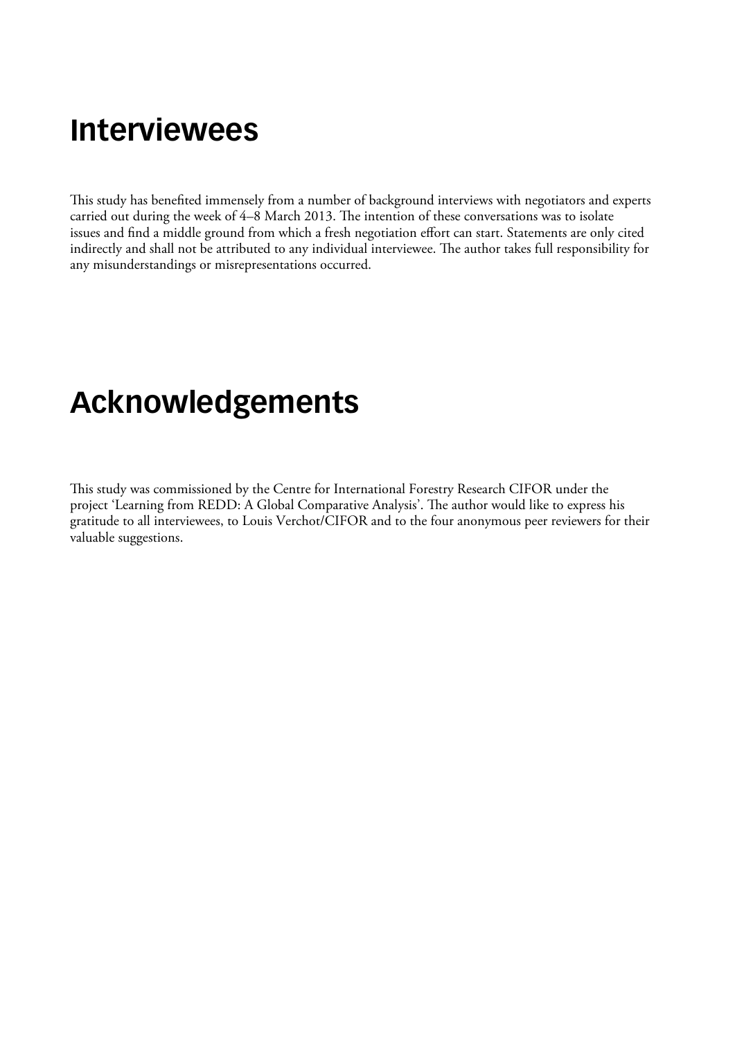# Interviewees

This study has benefited immensely from a number of background interviews with negotiators and experts carried out during the week of 4–8 March 2013. The intention of these conversations was to isolate issues and find a middle ground from which a fresh negotiation effort can start. Statements are only cited indirectly and shall not be attributed to any individual interviewee. The author takes full responsibility for any misunderstandings or misrepresentations occurred.

# Acknowledgements

This study was commissioned by the Centre for International Forestry Research CIFOR under the project 'Learning from REDD: A Global Comparative Analysis'. The author would like to express his gratitude to all interviewees, to Louis Verchot/CIFOR and to the four anonymous peer reviewers for their valuable suggestions.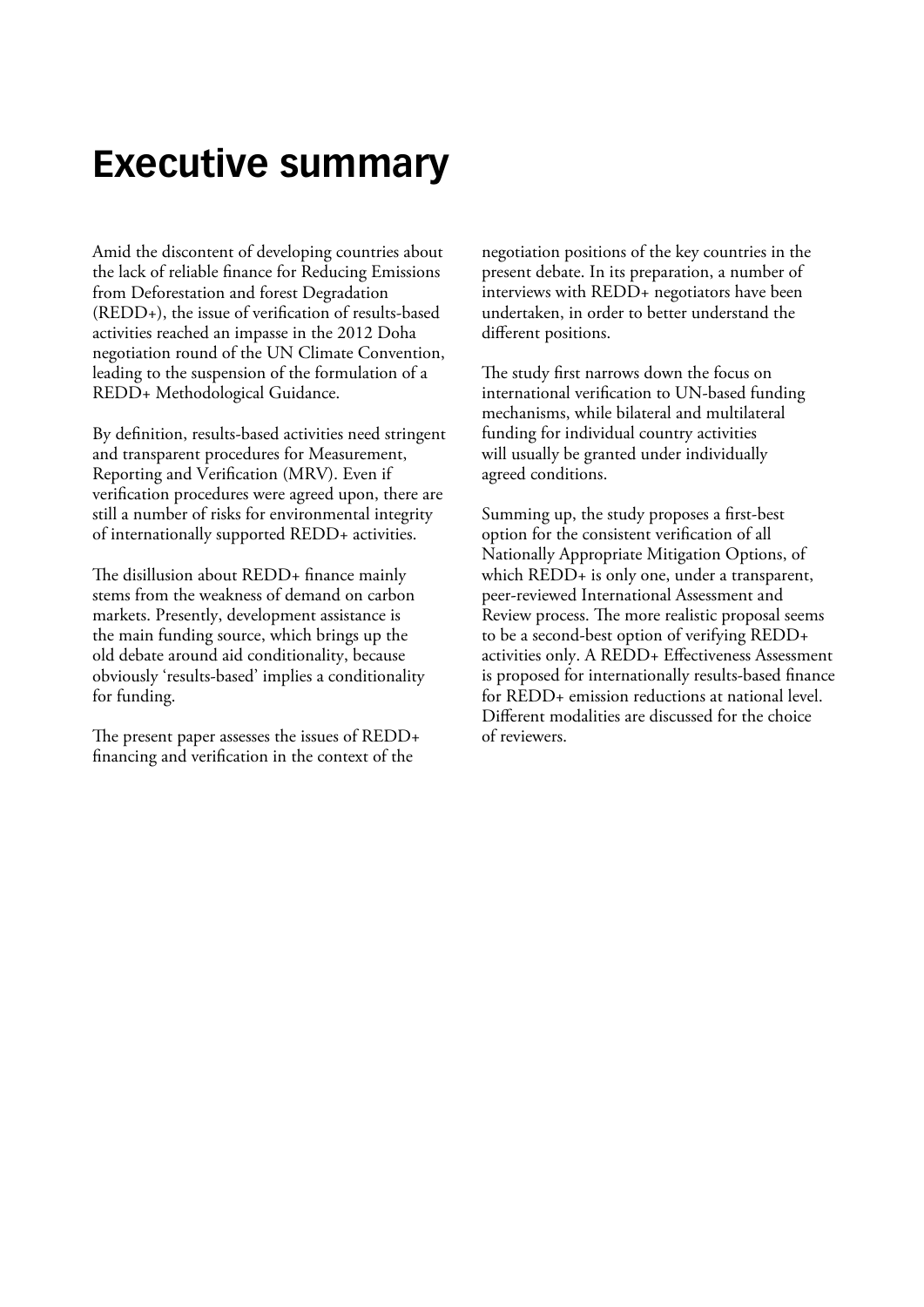# Executive summary

Amid the discontent of developing countries about the lack of reliable finance for Reducing Emissions from Deforestation and forest Degradation (REDD+), the issue of verification of results-based activities reached an impasse in the 2012 Doha negotiation round of the UN Climate Convention, leading to the suspension of the formulation of a REDD+ Methodological Guidance.

By definition, results-based activities need stringent and transparent procedures for Measurement, Reporting and Verification (MRV). Even if verification procedures were agreed upon, there are still a number of risks for environmental integrity of internationally supported REDD+ activities.

The disillusion about REDD+ finance mainly stems from the weakness of demand on carbon markets. Presently, development assistance is the main funding source, which brings up the old debate around aid conditionality, because obviously 'results-based' implies a conditionality for funding.

The present paper assesses the issues of REDD+ financing and verification in the context of the negotiation positions of the key countries in the present debate. In its preparation, a number of interviews with REDD+ negotiators have been undertaken, in order to better understand the different positions.

The study first narrows down the focus on international verification to UN-based funding mechanisms, while bilateral and multilateral funding for individual country activities will usually be granted under individually agreed conditions.

Summing up, the study proposes a first-best option for the consistent verification of all Nationally Appropriate Mitigation Options, of which REDD+ is only one, under a transparent, peer-reviewed International Assessment and Review process. The more realistic proposal seems to be a second-best option of verifying REDD+ activities only. A REDD+ Effectiveness Assessment is proposed for internationally results-based finance for REDD+ emission reductions at national level. Different modalities are discussed for the choice of reviewers.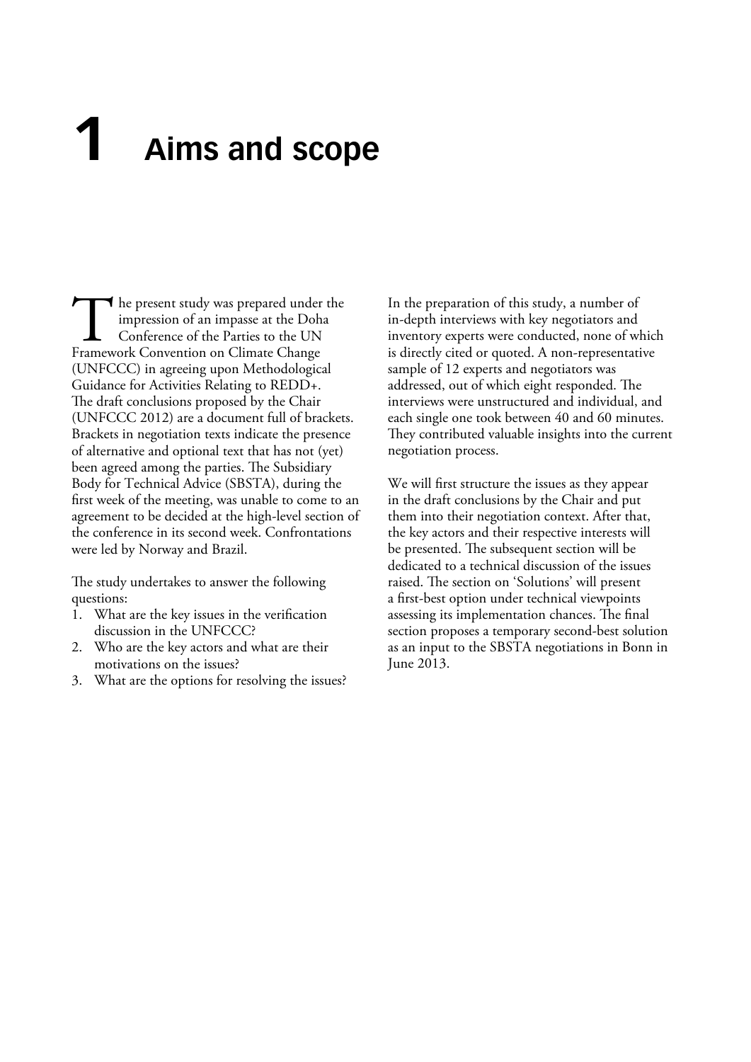# 1 Aims and scope

The present study was prepared under the impression of an impasse at the Doha Conference of the Parties to the UN Framework Convention on Climate Change (UNFCCC) in agreeing upon Methodological Guidance for Activities Relating to REDD+. The draft conclusions proposed by the Chair (UNFCCC 2012) are a document full of brackets. Brackets in negotiation texts indicate the presence of alternative and optional text that has not (yet) been agreed among the parties. The Subsidiary Body for Technical Advice (SBSTA), during the first week of the meeting, was unable to come to an agreement to be decided at the high-level section of the conference in its second week. Confrontations were led by Norway and Brazil.

The study undertakes to answer the following questions:

1. What are the key issues in the verification discussion in the UNFCCC?
2. Who are the key actors and what are their motivations on the issues?
3. What are the options for resolving the issues?

In the preparation of this study, a number of in-depth interviews with key negotiators and inventory experts were conducted, none of which is directly cited or quoted. A non-representative sample of 12 experts and negotiators was addressed, out of which eight responded. The interviews were unstructured and individual, and each single one took between 40 and 60 minutes. They contributed valuable insights into the current negotiation process.

We will first structure the issues as they appear in the draft conclusions by the Chair and put them into their negotiation context. After that, the key actors and their respective interests will be presented. The subsequent section will be dedicated to a technical discussion of the issues raised. The section on 'Solutions' will present a first-best option under technical viewpoints assessing its implementation chances. The final section proposes a temporary second-best solution as an input to the SBSTA negotiations in Bonn in June 2013.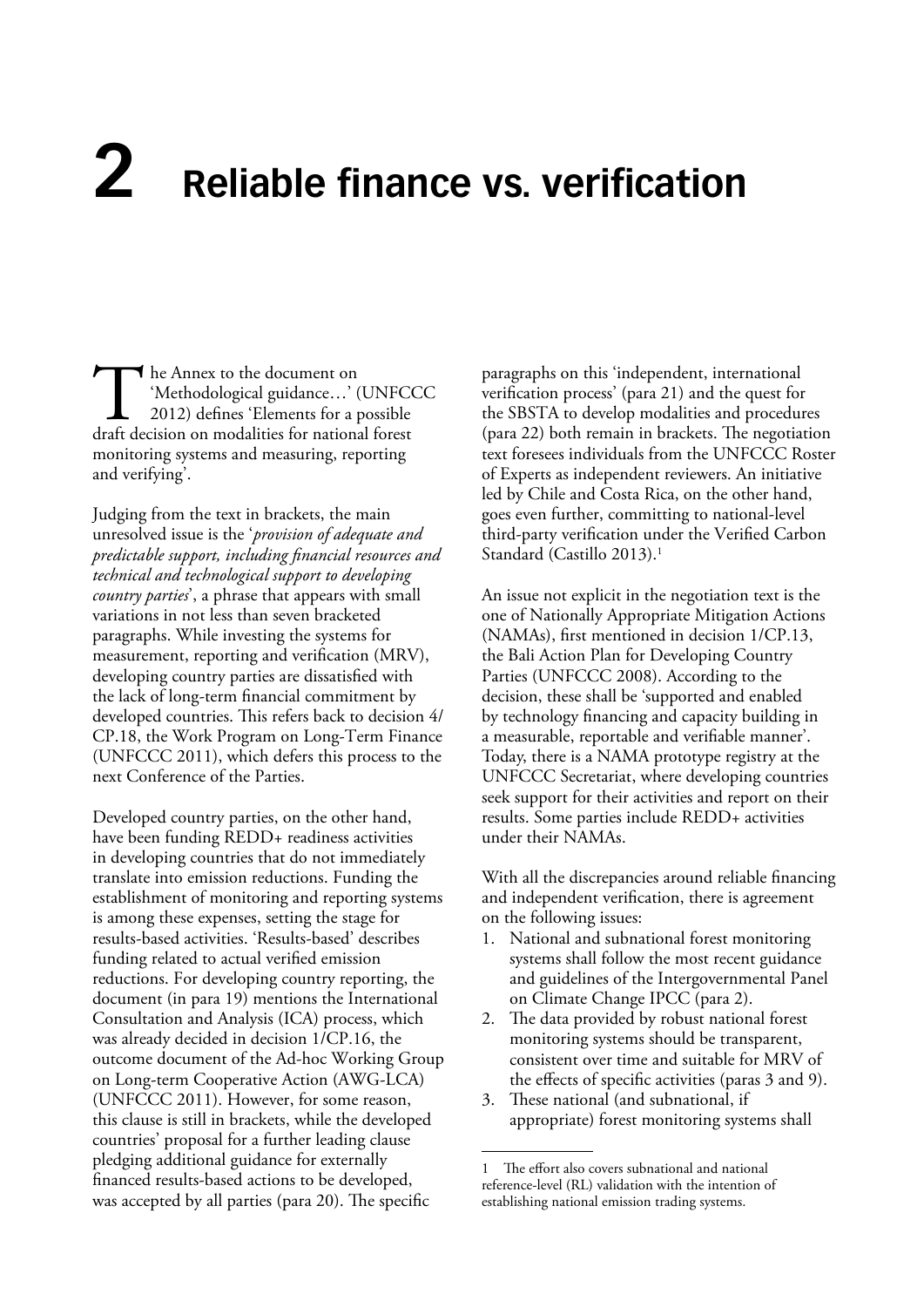# 2 Reliable finance vs. verification

The Annex to the document on 'Methodological guidance…' (UNFCCC 2012) defines 'Elements for a possible draft decision on modalities for national forest monitoring systems and measuring, reporting and verifying'.

Judging from the text in brackets, the main unresolved issue is the '*provision of adequate and predictable support, including financial resources and technical and technological support to developing country parties*', a phrase that appears with small variations in not less than seven bracketed paragraphs. While investing the systems for measurement, reporting and verification (MRV), developing country parties are dissatisfied with the lack of long-term financial commitment by developed countries. This refers back to decision 4/CP.18, the Work Program on Long-Term Finance (UNFCCC 2011), which defers this process to the next Conference of the Parties.

Developed country parties, on the other hand, have been funding REDD+ readiness activities in developing countries that do not immediately translate into emission reductions. Funding the establishment of monitoring and reporting systems is among these expenses, setting the stage for results-based activities. 'Results-based' describes funding related to actual verified emission reductions. For developing country reporting, the document (in para 19) mentions the International Consultation and Analysis (ICA) process, which was already decided in decision 1/CP.16, the outcome document of the Ad-hoc Working Group on Long-term Cooperative Action (AWG-LCA) (UNFCCC 2011). However, for some reason, this clause is still in brackets, while the developed countries' proposal for a further leading clause pledging additional guidance for externally financed results-based actions to be developed, was accepted by all parties (para 20). The specific paragraphs on this 'independent, international verification process' (para 21) and the quest for the SBSTA to develop modalities and procedures (para 22) both remain in brackets. The negotiation text foresees individuals from the UNFCCC Roster of Experts as independent reviewers. An initiative led by Chile and Costa Rica, on the other hand, goes even further, committing to national-level third-party verification under the Verified Carbon Standard (Castillo 2013).[1]

An issue not explicit in the negotiation text is the one of Nationally Appropriate Mitigation Actions (NAMAs), first mentioned in decision 1/CP.13, the Bali Action Plan for Developing Country Parties (UNFCCC 2008). According to the decision, these shall be 'supported and enabled by technology financing and capacity building in a measurable, reportable and verifiable manner'. Today, there is a NAMA prototype registry at the UNFCCC Secretariat, where developing countries seek support for their activities and report on their results. Some parties include REDD+ activities under their NAMAs.

With all the discrepancies around reliable financing and independent verification, there is agreement on the following issues:

1. National and subnational forest monitoring systems shall follow the most recent guidance and guidelines of the Intergovernmental Panel on Climate Change IPCC (para 2).
2. The data provided by robust national forest monitoring systems should be transparent, consistent over time and suitable for MRV of the effects of specific activities (paras 3 and 9).
3. These national (and subnational, if appropriate) forest monitoring systems shall

---

1 The effort also covers subnational and national reference-level (RL) validation with the intention of establishing national emission trading systems.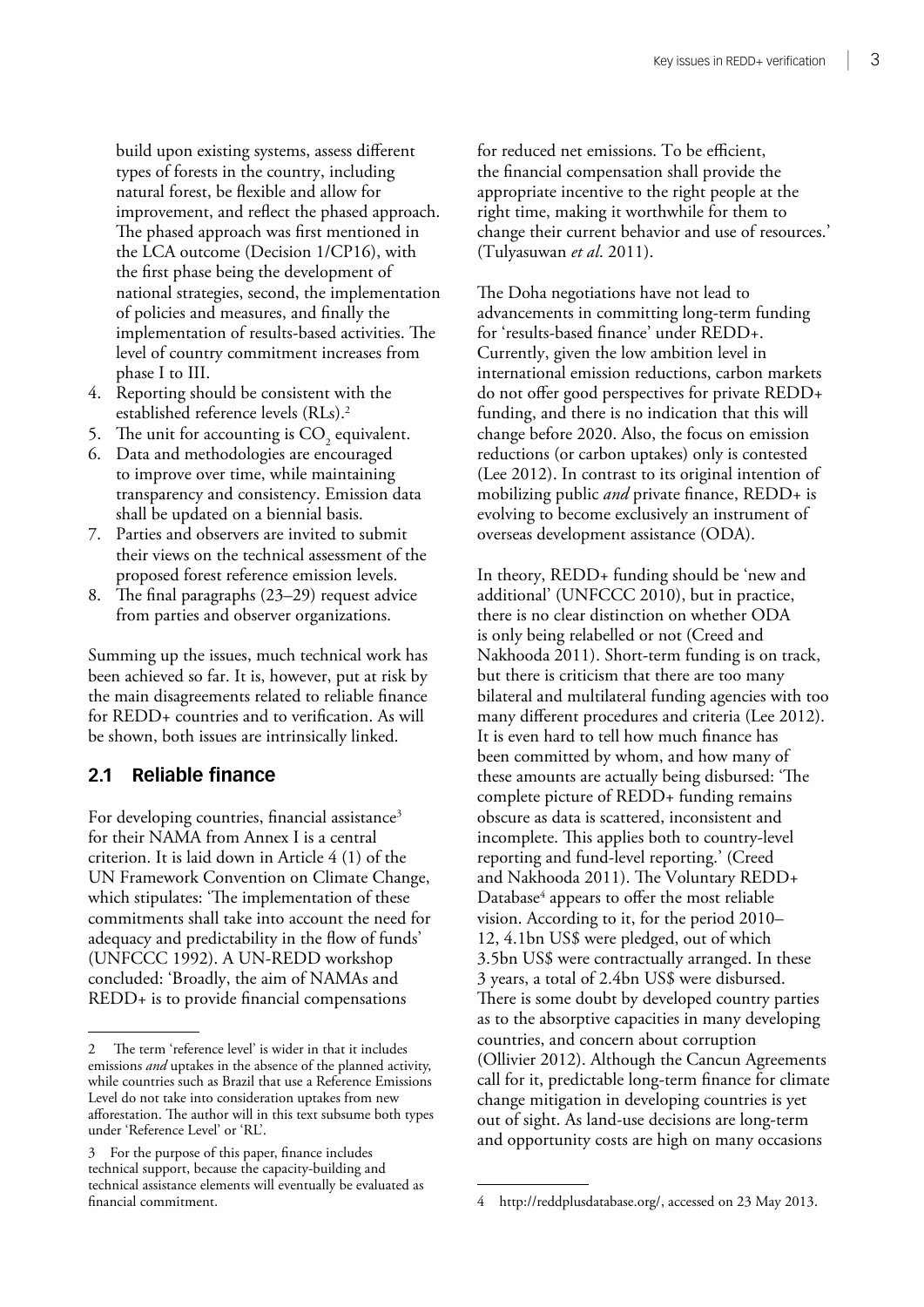build upon existing systems, assess different types of forests in the country, including natural forest, be flexible and allow for improvement, and reflect the phased approach. The phased approach was first mentioned in the LCA outcome (Decision 1/CP16), with the first phase being the development of national strategies, second, the implementation of policies and measures, and finally the implementation of results-based activities. The level of country commitment increases from phase I to III.

4. Reporting should be consistent with the established reference levels (RLs).[2]
5. The unit for accounting is $CO_2$ equivalent.
6. Data and methodologies are encouraged to improve over time, while maintaining transparency and consistency. Emission data shall be updated on a biennial basis.
7. Parties and observers are invited to submit their views on the technical assessment of the proposed forest reference emission levels.
8. The final paragraphs (23–29) request advice from parties and observer organizations.

Summing up the issues, much technical work has been achieved so far. It is, however, put at risk by the main disagreements related to reliable finance for REDD+ countries and to verification. As will be shown, both issues are intrinsically linked.

## 2.1 Reliable finance

For developing countries, financial assistance[3] for their NAMA from Annex I is a central criterion. It is laid down in Article 4 (1) of the UN Framework Convention on Climate Change, which stipulates: 'The implementation of these commitments shall take into account the need for adequacy and predictability in the flow of funds' (UNFCCC 1992). A UN-REDD workshop concluded: 'Broadly, the aim of NAMAs and REDD+ is to provide financial compensations for reduced net emissions. To be efficient, the financial compensation shall provide the appropriate incentive to the right people at the right time, making it worthwhile for them to change their current behavior and use of resources.' (Tulyasuwan *et al*. 2011).

The Doha negotiations have not lead to advancements in committing long-term funding for 'results-based finance' under REDD+. Currently, given the low ambition level in international emission reductions, carbon markets do not offer good perspectives for private REDD+ funding, and there is no indication that this will change before 2020. Also, the focus on emission reductions (or carbon uptakes) only is contested (Lee 2012). In contrast to its original intention of mobilizing public *and* private finance, REDD+ is evolving to become exclusively an instrument of overseas development assistance (ODA).

In theory, REDD+ funding should be 'new and additional' (UNFCCC 2010), but in practice, there is no clear distinction on whether ODA is only being relabelled or not (Creed and Nakhooda 2011). Short-term funding is on track, but there is criticism that there are too many bilateral and multilateral funding agencies with too many different procedures and criteria (Lee 2012). It is even hard to tell how much finance has been committed by whom, and how many of these amounts are actually being disbursed: 'The complete picture of REDD+ funding remains obscure as data is scattered, inconsistent and incomplete. This applies both to country-level reporting and fund-level reporting.' (Creed and Nakhooda 2011). The Voluntary REDD+ Database[4] appears to offer the most reliable vision. According to it, for the period 2010–12, 4.1bn US$ were pledged, out of which 3.5bn US$ were contractually arranged. In these 3 years, a total of 2.4bn US$ were disbursed. There is some doubt by developed country parties as to the absorptive capacities in many developing countries, and concern about corruption (Ollivier 2012). Although the Cancun Agreements call for it, predictable long-term finance for climate change mitigation in developing countries is yet out of sight. As land-use decisions are long-term and opportunity costs are high on many occasions

---

2 The term 'reference level' is wider in that it includes emissions *and* uptakes in the absence of the planned activity, while countries such as Brazil that use a Reference Emissions Level do not take into consideration uptakes from new afforestation. The author will in this text subsume both types under 'Reference Level' or 'RL'.

3 For the purpose of this paper, finance includes technical support, because the capacity-building and technical assistance elements will eventually be evaluated as financial commitment.

4 http://reddplusdatabase.org/, accessed on 23 May 2013.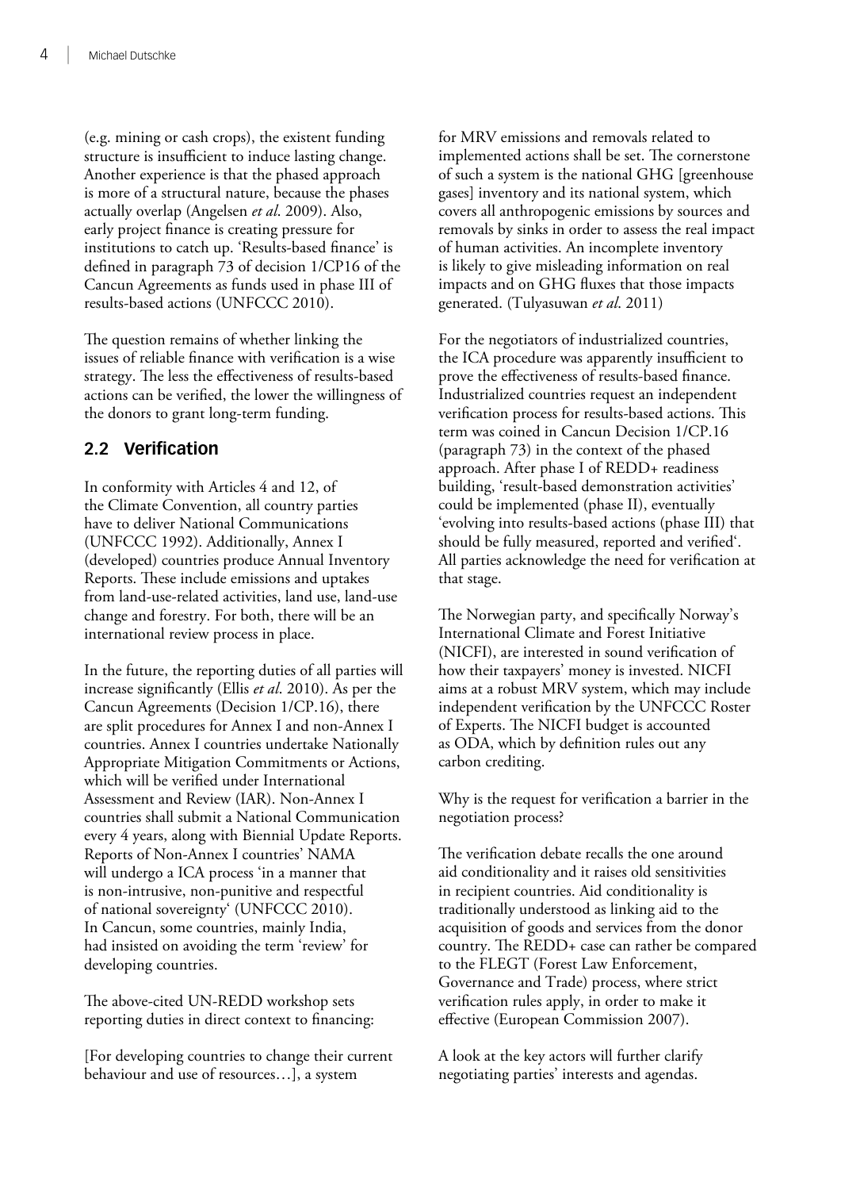(e.g. mining or cash crops), the existent funding structure is insufficient to induce lasting change. Another experience is that the phased approach is more of a structural nature, because the phases actually overlap (Angelsen *et al*. 2009). Also, early project finance is creating pressure for institutions to catch up. 'Results-based finance' is defined in paragraph 73 of decision 1/CP16 of the Cancun Agreements as funds used in phase III of results-based actions (UNFCCC 2010).

The question remains of whether linking the issues of reliable finance with verification is a wise strategy. The less the effectiveness of results-based actions can be verified, the lower the willingness of the donors to grant long-term funding.

## 2.2 Verification

In conformity with Articles 4 and 12, of the Climate Convention, all country parties have to deliver National Communications (UNFCCC 1992). Additionally, Annex I (developed) countries produce Annual Inventory Reports. These include emissions and uptakes from land-use-related activities, land use, land-use change and forestry. For both, there will be an international review process in place.

In the future, the reporting duties of all parties will increase significantly (Ellis *et al*. 2010). As per the Cancun Agreements (Decision 1/CP.16), there are split procedures for Annex I and non-Annex I countries. Annex I countries undertake Nationally Appropriate Mitigation Commitments or Actions, which will be verified under International Assessment and Review (IAR). Non-Annex I countries shall submit a National Communication every 4 years, along with Biennial Update Reports. Reports of Non-Annex I countries' NAMA will undergo a ICA process 'in a manner that is non-intrusive, non-punitive and respectful of national sovereignty' (UNFCCC 2010). In Cancun, some countries, mainly India, had insisted on avoiding the term 'review' for developing countries.

The above-cited UN-REDD workshop sets reporting duties in direct context to financing:

> [For developing countries to change their current behaviour and use of resources…], a system for MRV emissions and removals related to implemented actions shall be set. The cornerstone of such a system is the national GHG [greenhouse gases] inventory and its national system, which covers all anthropogenic emissions by sources and removals by sinks in order to assess the real impact of human activities. An incomplete inventory is likely to give misleading information on real impacts and on GHG fluxes that those impacts generated. (Tulyasuwan *et al*. 2011)

For the negotiators of industrialized countries, the ICA procedure was apparently insufficient to prove the effectiveness of results-based finance. Industrialized countries request an independent verification process for results-based actions. This term was coined in Cancun Decision 1/CP.16 (paragraph 73) in the context of the phased approach. After phase I of REDD+ readiness building, 'result-based demonstration activities' could be implemented (phase II), eventually 'evolving into results-based actions (phase III) that should be fully measured, reported and verified'. All parties acknowledge the need for verification at that stage.

The Norwegian party, and specifically Norway's International Climate and Forest Initiative (NICFI), are interested in sound verification of how their taxpayers' money is invested. NICFI aims at a robust MRV system, which may include independent verification by the UNFCCC Roster of Experts. The NICFI budget is accounted as ODA, which by definition rules out any carbon crediting.

Why is the request for verification a barrier in the negotiation process?

The verification debate recalls the one around aid conditionality and it raises old sensitivities in recipient countries. Aid conditionality is traditionally understood as linking aid to the acquisition of goods and services from the donor country. The REDD+ case can rather be compared to the FLEGT (Forest Law Enforcement, Governance and Trade) process, where strict verification rules apply, in order to make it effective (European Commission 2007).

A look at the key actors will further clarify negotiating parties' interests and agendas.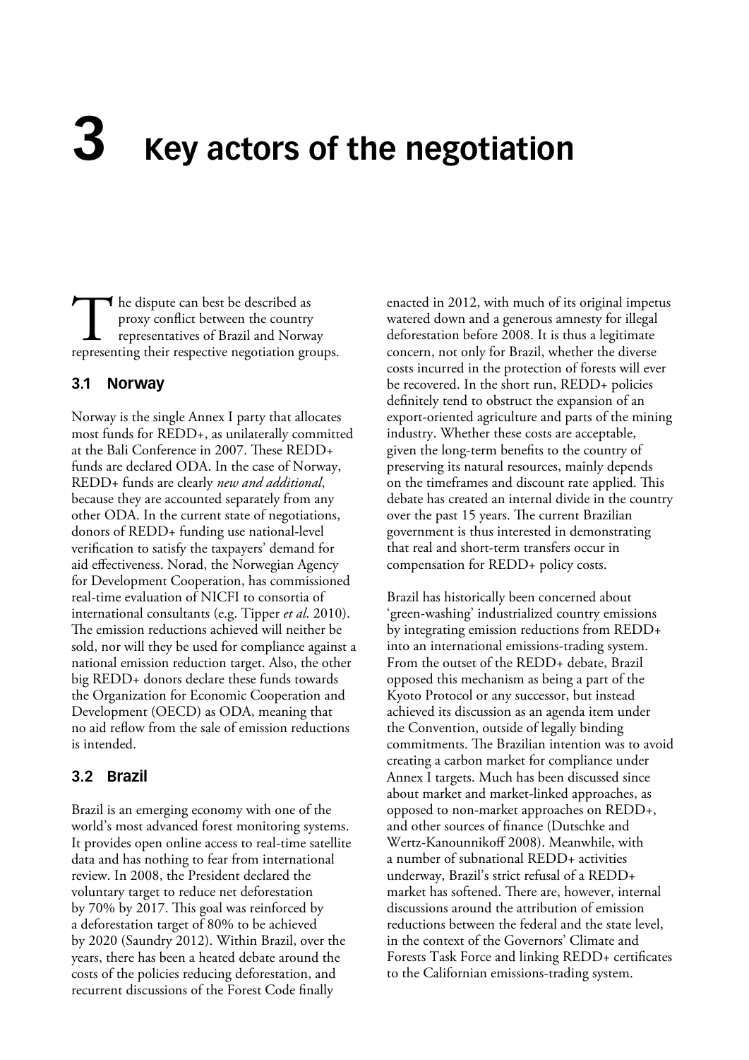# 3 Key actors of the negotiation

The dispute can best be described as proxy conflict between the country representatives of Brazil and Norway representing their respective negotiation groups.

## 3.1 Norway

Norway is the single Annex I party that allocates most funds for REDD+, as unilaterally committed at the Bali Conference in 2007. These REDD+ funds are declared ODA. In the case of Norway, REDD+ funds are clearly *new and additional*, because they are accounted separately from any other ODA. In the current state of negotiations, donors of REDD+ funding use national-level verification to satisfy the taxpayers' demand for aid effectiveness. Norad, the Norwegian Agency for Development Cooperation, has commissioned real-time evaluation of NICFI to consortia of international consultants (e.g. Tipper *et al*. 2010). The emission reductions achieved will neither be sold, nor will they be used for compliance against a national emission reduction target. Also, the other big REDD+ donors declare these funds towards the Organization for Economic Cooperation and Development (OECD) as ODA, meaning that no aid reflow from the sale of emission reductions is intended.

## 3.2 Brazil

Brazil is an emerging economy with one of the world's most advanced forest monitoring systems. It provides open online access to real-time satellite data and has nothing to fear from international review. In 2008, the President declared the voluntary target to reduce net deforestation by 70% by 2017. This goal was reinforced by a deforestation target of 80% to be achieved by 2020 (Saundry 2012). Within Brazil, over the years, there has been a heated debate around the costs of the policies reducing deforestation, and recurrent discussions of the Forest Code finally enacted in 2012, with much of its original impetus watered down and a generous amnesty for illegal deforestation before 2008. It is thus a legitimate concern, not only for Brazil, whether the diverse costs incurred in the protection of forests will ever be recovered. In the short run, REDD+ policies definitely tend to obstruct the expansion of an export-oriented agriculture and parts of the mining industry. Whether these costs are acceptable, given the long-term benefits to the country of preserving its natural resources, mainly depends on the timeframes and discount rate applied. This debate has created an internal divide in the country over the past 15 years. The current Brazilian government is thus interested in demonstrating that real and short-term transfers occur in compensation for REDD+ policy costs.

Brazil has historically been concerned about 'green-washing' industrialized country emissions by integrating emission reductions from REDD+ into an international emissions-trading system. From the outset of the REDD+ debate, Brazil opposed this mechanism as being a part of the Kyoto Protocol or any successor, but instead achieved its discussion as an agenda item under the Convention, outside of legally binding commitments. The Brazilian intention was to avoid creating a carbon market for compliance under Annex I targets. Much has been discussed since about market and market-linked approaches, as opposed to non-market approaches on REDD+, and other sources of finance (Dutschke and Wertz-Kanounnikoff 2008). Meanwhile, with a number of subnational REDD+ activities underway, Brazil's strict refusal of a REDD+ market has softened. There are, however, internal discussions around the attribution of emission reductions between the federal and the state level, in the context of the Governors' Climate and Forests Task Force and linking REDD+ certificates to the Californian emissions-trading system.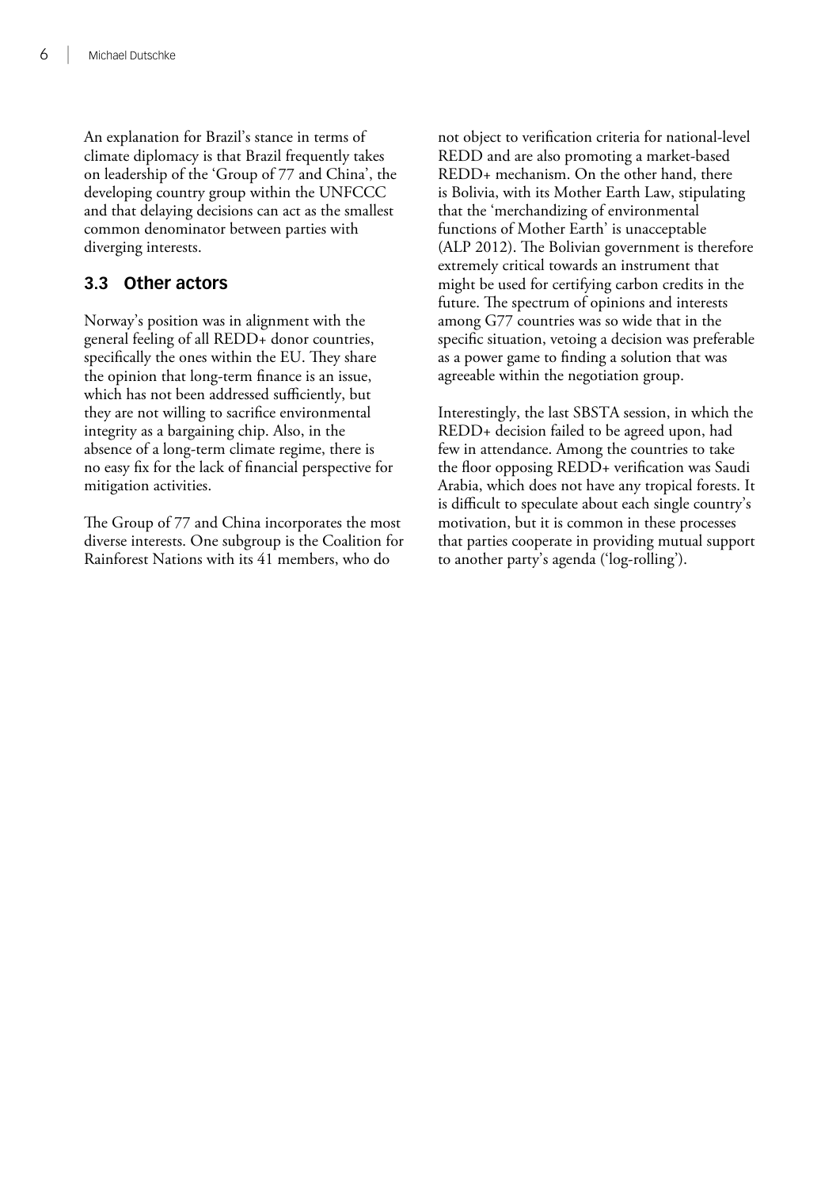An explanation for Brazil's stance in terms of climate diplomacy is that Brazil frequently takes on leadership of the 'Group of 77 and China', the developing country group within the UNFCCC and that delaying decisions can act as the smallest common denominator between parties with diverging interests.

## 3.3 Other actors

Norway's position was in alignment with the general feeling of all REDD+ donor countries, specifically the ones within the EU. They share the opinion that long-term finance is an issue, which has not been addressed sufficiently, but they are not willing to sacrifice environmental integrity as a bargaining chip. Also, in the absence of a long-term climate regime, there is no easy fix for the lack of financial perspective for mitigation activities.

The Group of 77 and China incorporates the most diverse interests. One subgroup is the Coalition for Rainforest Nations with its 41 members, who do not object to verification criteria for national-level REDD and are also promoting a market-based REDD+ mechanism. On the other hand, there is Bolivia, with its Mother Earth Law, stipulating that the 'merchandizing of environmental functions of Mother Earth' is unacceptable (ALP 2012). The Bolivian government is therefore extremely critical towards an instrument that might be used for certifying carbon credits in the future. The spectrum of opinions and interests among G77 countries was so wide that in the specific situation, vetoing a decision was preferable as a power game to finding a solution that was agreeable within the negotiation group.

Interestingly, the last SBSTA session, in which the REDD+ decision failed to be agreed upon, had few in attendance. Among the countries to take the floor opposing REDD+ verification was Saudi Arabia, which does not have any tropical forests. It is difficult to speculate about each single country's motivation, but it is common in these processes that parties cooperate in providing mutual support to another party's agenda ('log-rolling').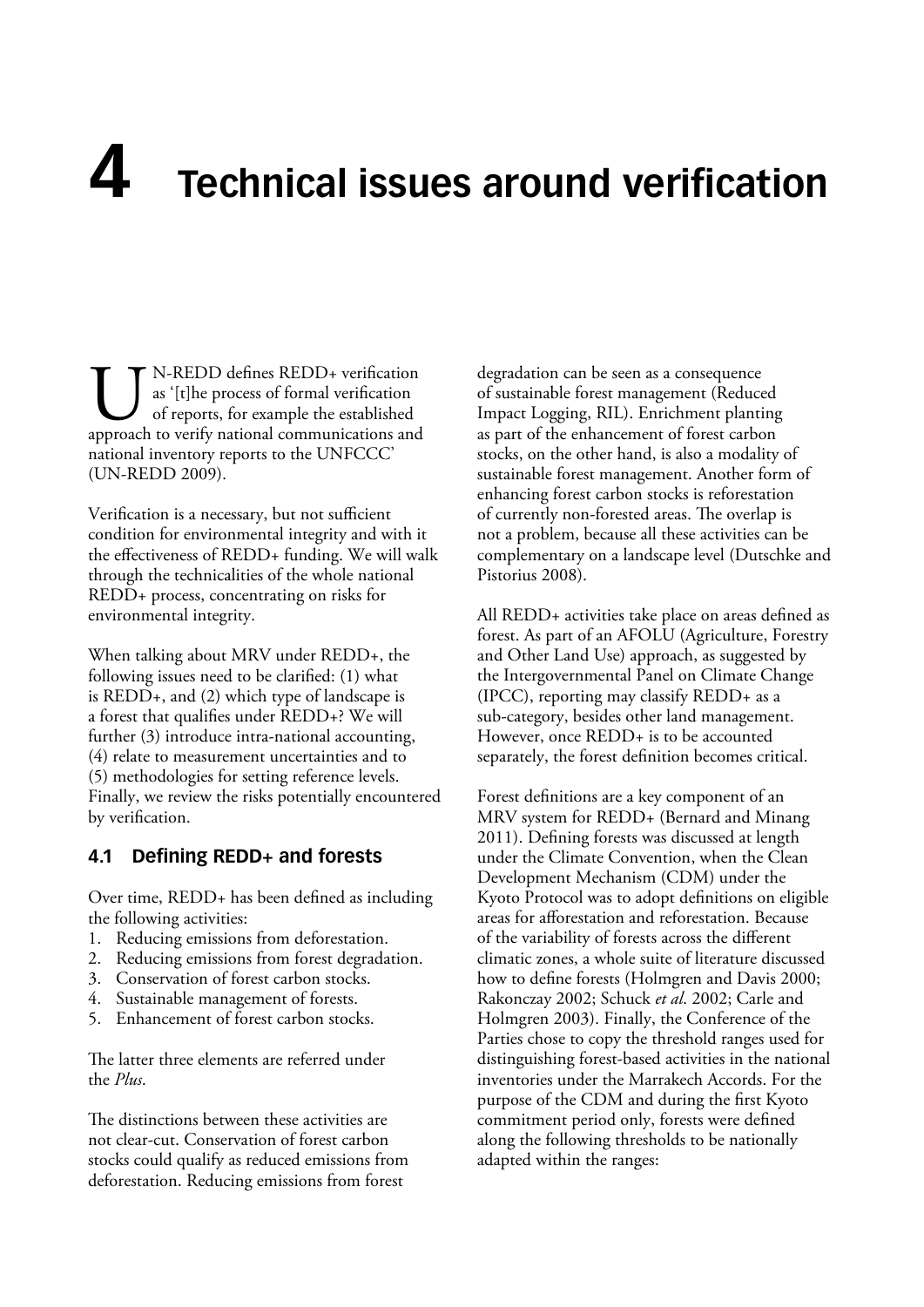# 4 Technical issues around verification

UN-REDD defines REDD+ verification as '[t]he process of formal verification of reports, for example the established approach to verify national communications and national inventory reports to the UNFCCC' (UN-REDD 2009).

Verification is a necessary, but not sufficient condition for environmental integrity and with it the effectiveness of REDD+ funding. We will walk through the technicalities of the whole national REDD+ process, concentrating on risks for environmental integrity.

When talking about MRV under REDD+, the following issues need to be clarified: (1) what is REDD+, and (2) which type of landscape is a forest that qualifies under REDD+? We will further (3) introduce intra-national accounting, (4) relate to measurement uncertainties and to (5) methodologies for setting reference levels. Finally, we review the risks potentially encountered by verification.

## 4.1 Defining REDD+ and forests

Over time, REDD+ has been defined as including the following activities:

1. Reducing emissions from deforestation.
2. Reducing emissions from forest degradation.
3. Conservation of forest carbon stocks.
4. Sustainable management of forests.
5. Enhancement of forest carbon stocks.

The latter three elements are referred under the *Plus*.

The distinctions between these activities are not clear-cut. Conservation of forest carbon stocks could qualify as reduced emissions from deforestation. Reducing emissions from forest degradation can be seen as a consequence of sustainable forest management (Reduced Impact Logging, RIL). Enrichment planting as part of the enhancement of forest carbon stocks, on the other hand, is also a modality of sustainable forest management. Another form of enhancing forest carbon stocks is reforestation of currently non-forested areas. The overlap is not a problem, because all these activities can be complementary on a landscape level (Dutschke and Pistorius 2008).

All REDD+ activities take place on areas defined as forest. As part of an AFOLU (Agriculture, Forestry and Other Land Use) approach, as suggested by the Intergovernmental Panel on Climate Change (IPCC), reporting may classify REDD+ as a sub-category, besides other land management. However, once REDD+ is to be accounted separately, the forest definition becomes critical.

Forest definitions are a key component of an MRV system for REDD+ (Bernard and Minang 2011). Defining forests was discussed at length under the Climate Convention, when the Clean Development Mechanism (CDM) under the Kyoto Protocol was to adopt definitions on eligible areas for afforestation and reforestation. Because of the variability of forests across the different climatic zones, a whole suite of literature discussed how to define forests (Holmgren and Davis 2000; Rakonczay 2002; Schuck *et al*. 2002; Carle and Holmgren 2003). Finally, the Conference of the Parties chose to copy the threshold ranges used for distinguishing forest-based activities in the national inventories under the Marrakech Accords. For the purpose of the CDM and during the first Kyoto commitment period only, forests were defined along the following thresholds to be nationally adapted within the ranges: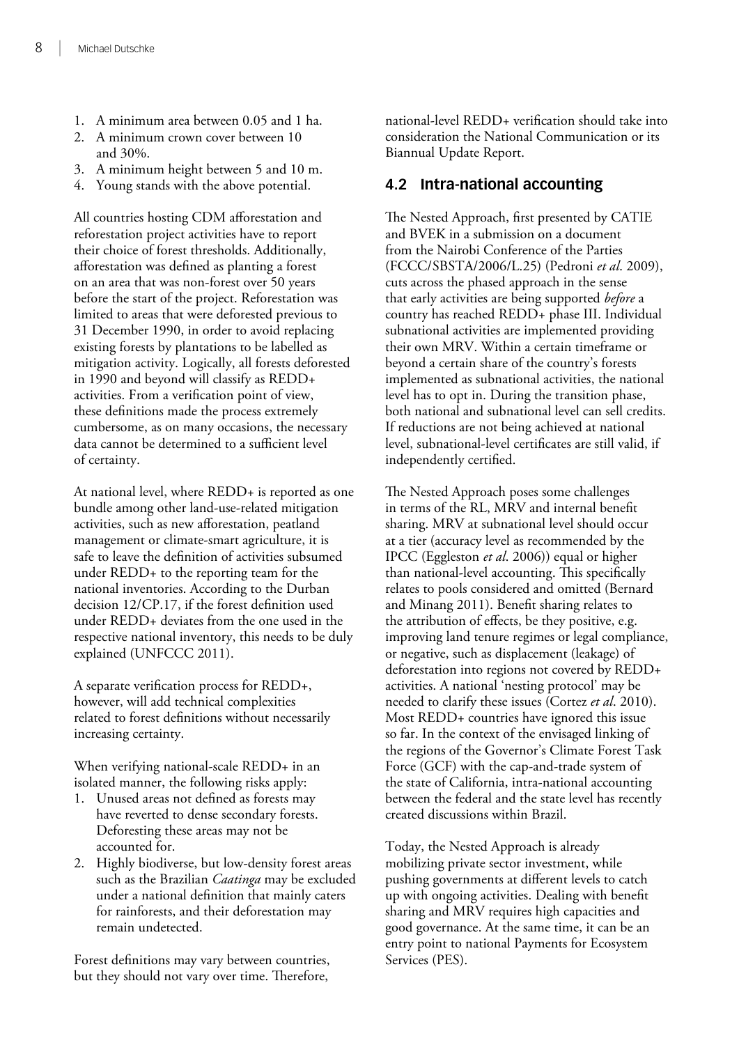1. A minimum area between 0.05 and 1 ha.
2. A minimum crown cover between 10 and 30%.
3. A minimum height between 5 and 10 m.
4. Young stands with the above potential.

All countries hosting CDM afforestation and reforestation project activities have to report their choice of forest thresholds. Additionally, afforestation was defined as planting a forest on an area that was non-forest over 50 years before the start of the project. Reforestation was limited to areas that were deforested previous to 31 December 1990, in order to avoid replacing existing forests by plantations to be labelled as mitigation activity. Logically, all forests deforested in 1990 and beyond will classify as REDD+ activities. From a verification point of view, these definitions made the process extremely cumbersome, as on many occasions, the necessary data cannot be determined to a sufficient level of certainty.

At national level, where REDD+ is reported as one bundle among other land-use-related mitigation activities, such as new afforestation, peatland management or climate-smart agriculture, it is safe to leave the definition of activities subsumed under REDD+ to the reporting team for the national inventories. According to the Durban decision 12/CP.17, if the forest definition used under REDD+ deviates from the one used in the respective national inventory, this needs to be duly explained (UNFCCC 2011).

A separate verification process for REDD+, however, will add technical complexities related to forest definitions without necessarily increasing certainty.

When verifying national-scale REDD+ in an isolated manner, the following risks apply:

1. Unused areas not defined as forests may have reverted to dense secondary forests. Deforesting these areas may not be accounted for.
2. Highly biodiverse, but low-density forest areas such as the Brazilian *Caatinga* may be excluded under a national definition that mainly caters for rainforests, and their deforestation may remain undetected.

Forest definitions may vary between countries, but they should not vary over time. Therefore, national-level REDD+ verification should take into consideration the National Communication or its Biannual Update Report.

## 4.2 Intra-national accounting

The Nested Approach, first presented by CATIE and BVEK in a submission on a document from the Nairobi Conference of the Parties (FCCC/SBSTA/2006/L.25) (Pedroni *et al*. 2009), cuts across the phased approach in the sense that early activities are being supported *before* a country has reached REDD+ phase III. Individual subnational activities are implemented providing their own MRV. Within a certain timeframe or beyond a certain share of the country's forests implemented as subnational activities, the national level has to opt in. During the transition phase, both national and subnational level can sell credits. If reductions are not being achieved at national level, subnational-level certificates are still valid, if independently certified.

The Nested Approach poses some challenges in terms of the RL, MRV and internal benefit sharing. MRV at subnational level should occur at a tier (accuracy level as recommended by the IPCC (Eggleston *et al*. 2006)) equal or higher than national-level accounting. This specifically relates to pools considered and omitted (Bernard and Minang 2011). Benefit sharing relates to the attribution of effects, be they positive, e.g. improving land tenure regimes or legal compliance, or negative, such as displacement (leakage) of deforestation into regions not covered by REDD+ activities. A national 'nesting protocol' may be needed to clarify these issues (Cortez *et al*. 2010). Most REDD+ countries have ignored this issue so far. In the context of the envisaged linking of the regions of the Governor's Climate Forest Task Force (GCF) with the cap-and-trade system of the state of California, intra-national accounting between the federal and the state level has recently created discussions within Brazil.

Today, the Nested Approach is already mobilizing private sector investment, while pushing governments at different levels to catch up with ongoing activities. Dealing with benefit sharing and MRV requires high capacities and good governance. At the same time, it can be an entry point to national Payments for Ecosystem Services (PES).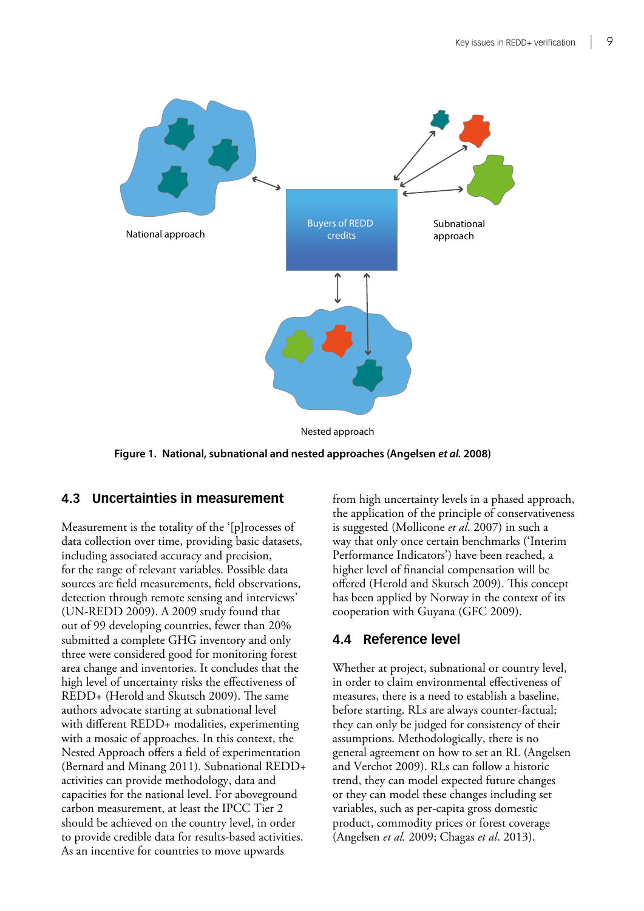National approach

Buyers of REDD credits

Subnational approach

Nested approach

**Figure 1. National, subnational and nested approaches (Angelsen *et al.* 2008)**

### 4.3 Uncertainties in measurement

Measurement is the totality of the '[p]rocesses of data collection over time, providing basic datasets, including associated accuracy and precision, for the range of relevant variables. Possible data sources are field measurements, field observations, detection through remote sensing and interviews' (UN-REDD 2009). A 2009 study found that out of 99 developing countries, fewer than 20% submitted a complete GHG inventory and only three were considered good for monitoring forest area change and inventories. It concludes that the high level of uncertainty risks the effectiveness of REDD+ (Herold and Skutsch 2009). The same authors advocate starting at subnational level with different REDD+ modalities, experimenting with a mosaic of approaches. In this context, the Nested Approach offers a field of experimentation (Bernard and Minang 2011). Subnational REDD+ activities can provide methodology, data and capacities for the national level. For aboveground carbon measurement, at least the IPCC Tier 2 should be achieved on the country level, in order to provide credible data for results-based activities. As an incentive for countries to move upwards from high uncertainty levels in a phased approach, the application of the principle of conservativeness is suggested (Mollicone *et al.* 2007) in such a way that only once certain benchmarks ('Interim Performance Indicators') have been reached, a higher level of financial compensation will be offered (Herold and Skutsch 2009). This concept has been applied by Norway in the context of its cooperation with Guyana (GFC 2009).

### 4.4 Reference level

Whether at project, subnational or country level, in order to claim environmental effectiveness of measures, there is a need to establish a baseline, before starting. RLs are always counter-factual; they can only be judged for consistency of their assumptions. Methodologically, there is no general agreement on how to set an RL (Angelsen and Verchot 2009). RLs can follow a historic trend, they can model expected future changes or they can model these changes including set variables, such as per-capita gross domestic product, commodity prices or forest coverage (Angelsen *et al.* 2009; Chagas *et al.* 2013).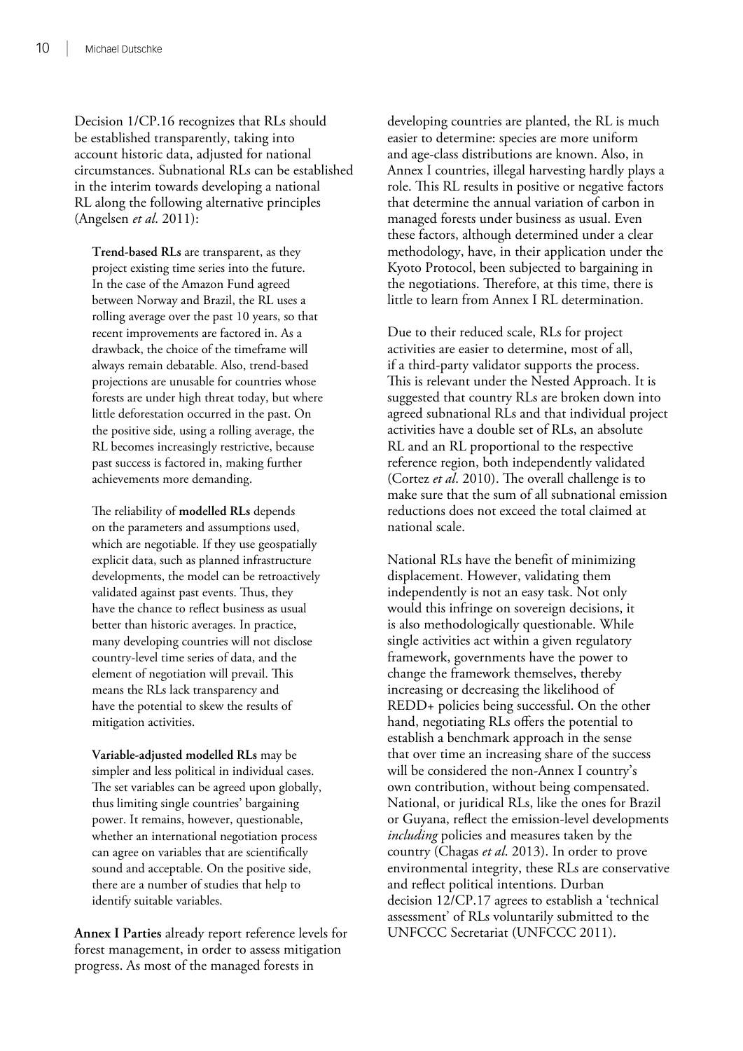Decision 1/CP.16 recognizes that RLs should be established transparently, taking into account historic data, adjusted for national circumstances. Subnational RLs can be established in the interim towards developing a national RL along the following alternative principles (Angelsen *et al*. 2011):

**Trend-based RLs** are transparent, as they project existing time series into the future. In the case of the Amazon Fund agreed between Norway and Brazil, the RL uses a rolling average over the past 10 years, so that recent improvements are factored in. As a drawback, the choice of the timeframe will always remain debatable. Also, trend-based projections are unusable for countries whose forests are under high threat today, but where little deforestation occurred in the past. On the positive side, using a rolling average, the RL becomes increasingly restrictive, because past success is factored in, making further achievements more demanding.

The reliability of **modelled RLs** depends on the parameters and assumptions used, which are negotiable. If they use geospatially explicit data, such as planned infrastructure developments, the model can be retroactively validated against past events. Thus, they have the chance to reflect business as usual better than historic averages. In practice, many developing countries will not disclose country-level time series of data, and the element of negotiation will prevail. This means the RLs lack transparency and have the potential to skew the results of mitigation activities.

**Variable-adjusted modelled RLs** may be simpler and less political in individual cases. The set variables can be agreed upon globally, thus limiting single countries' bargaining power. It remains, however, questionable, whether an international negotiation process can agree on variables that are scientifically sound and acceptable. On the positive side, there are a number of studies that help to identify suitable variables.

**Annex I Parties** already report reference levels for forest management, in order to assess mitigation progress. As most of the managed forests in developing countries are planted, the RL is much easier to determine: species are more uniform and age-class distributions are known. Also, in Annex I countries, illegal harvesting hardly plays a role. This RL results in positive or negative factors that determine the annual variation of carbon in managed forests under business as usual. Even these factors, although determined under a clear methodology, have, in their application under the Kyoto Protocol, been subjected to bargaining in the negotiations. Therefore, at this time, there is little to learn from Annex I RL determination.

Due to their reduced scale, RLs for project activities are easier to determine, most of all, if a third-party validator supports the process. This is relevant under the Nested Approach. It is suggested that country RLs are broken down into agreed subnational RLs and that individual project activities have a double set of RLs, an absolute RL and an RL proportional to the respective reference region, both independently validated (Cortez *et al*. 2010). The overall challenge is to make sure that the sum of all subnational emission reductions does not exceed the total claimed at national scale.

National RLs have the benefit of minimizing displacement. However, validating them independently is not an easy task. Not only would this infringe on sovereign decisions, it is also methodologically questionable. While single activities act within a given regulatory framework, governments have the power to change the framework themselves, thereby increasing or decreasing the likelihood of REDD+ policies being successful. On the other hand, negotiating RLs offers the potential to establish a benchmark approach in the sense that over time an increasing share of the success will be considered the non-Annex I country's own contribution, without being compensated. National, or juridical RLs, like the ones for Brazil or Guyana, reflect the emission-level developments *including* policies and measures taken by the country (Chagas *et al*. 2013). In order to prove environmental integrity, these RLs are conservative and reflect political intentions. Durban decision 12/CP.17 agrees to establish a 'technical assessment' of RLs voluntarily submitted to the UNFCCC Secretariat (UNFCCC 2011).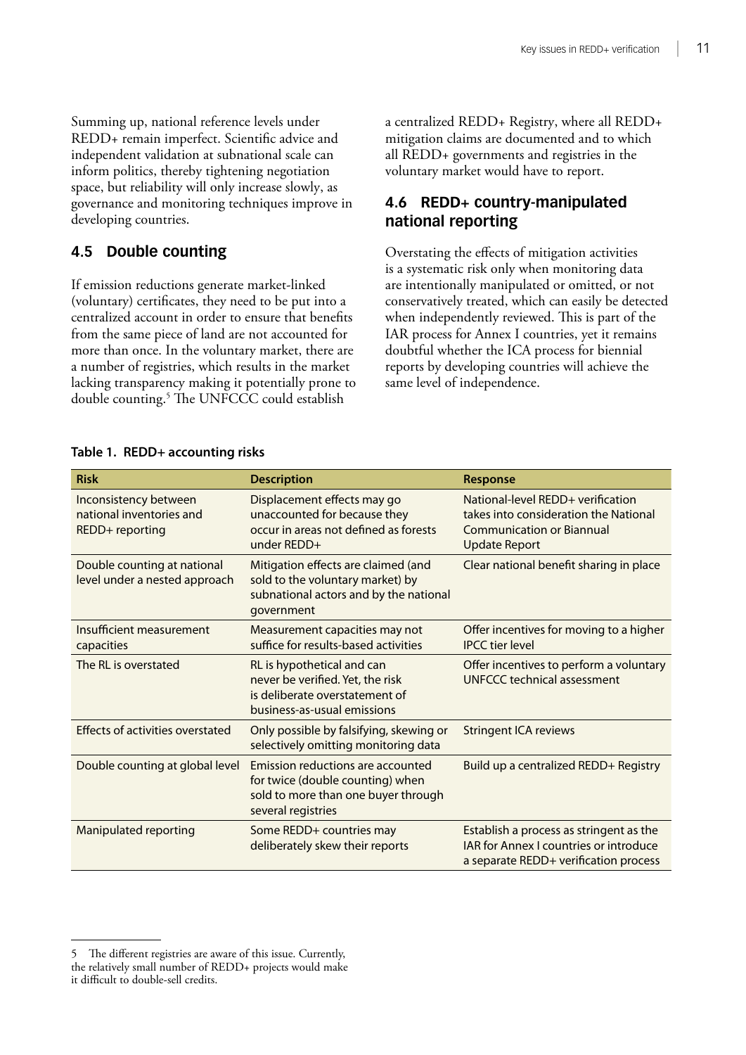Summing up, national reference levels under REDD+ remain imperfect. Scientific advice and independent validation at subnational scale can inform politics, thereby tightening negotiation space, but reliability will only increase slowly, as governance and monitoring techniques improve in developing countries.

## 4.5 Double counting

If emission reductions generate market-linked (voluntary) certificates, they need to be put into a centralized account in order to ensure that benefits from the same piece of land are not accounted for more than once. In the voluntary market, there are a number of registries, which results in the market lacking transparency making it potentially prone to double counting.[5] The UNFCCC could establish a centralized REDD+ Registry, where all REDD+ mitigation claims are documented and to which all REDD+ governments and registries in the voluntary market would have to report.

## 4.6 REDD+ country-manipulated national reporting

Overstating the effects of mitigation activities is a systematic risk only when monitoring data are intentionally manipulated or omitted, or not conservatively treated, which can easily be detected when independently reviewed. This is part of the IAR process for Annex I countries, yet it remains doubtful whether the ICA process for biennial reports by developing countries will achieve the same level of independence.

**Table 1. REDD+ accounting risks**

| Risk | Description | Response |
|---|---|---|
| Inconsistency between national inventories and REDD+ reporting | Displacement effects may go unaccounted for because they occur in areas not defined as forests under REDD+ | National-level REDD+ verification takes into consideration the National Communication or Biannual Update Report |
| Double counting at national level under a nested approach | Mitigation effects are claimed (and sold to the voluntary market) by subnational actors and by the national government | Clear national benefit sharing in place |
| Insufficient measurement capacities | Measurement capacities may not suffice for results-based activities | Offer incentives for moving to a higher IPCC tier level |
| The RL is overstated | RL is hypothetical and can never be verified. Yet, the risk is deliberate overstatement of business-as-usual emissions | Offer incentives to perform a voluntary UNFCCC technical assessment |
| Effects of activities overstated | Only possible by falsifying, skewing or selectively omitting monitoring data | Stringent ICA reviews |
| Double counting at global level | Emission reductions are accounted for twice (double counting) when sold to more than one buyer through several registries | Build up a centralized REDD+ Registry |
| Manipulated reporting | Some REDD+ countries may deliberately skew their reports | Establish a process as stringent as the IAR for Annex I countries or introduce a separate REDD+ verification process |

5 The different registries are aware of this issue. Currently, the relatively small number of REDD+ projects would make it difficult to double-sell credits.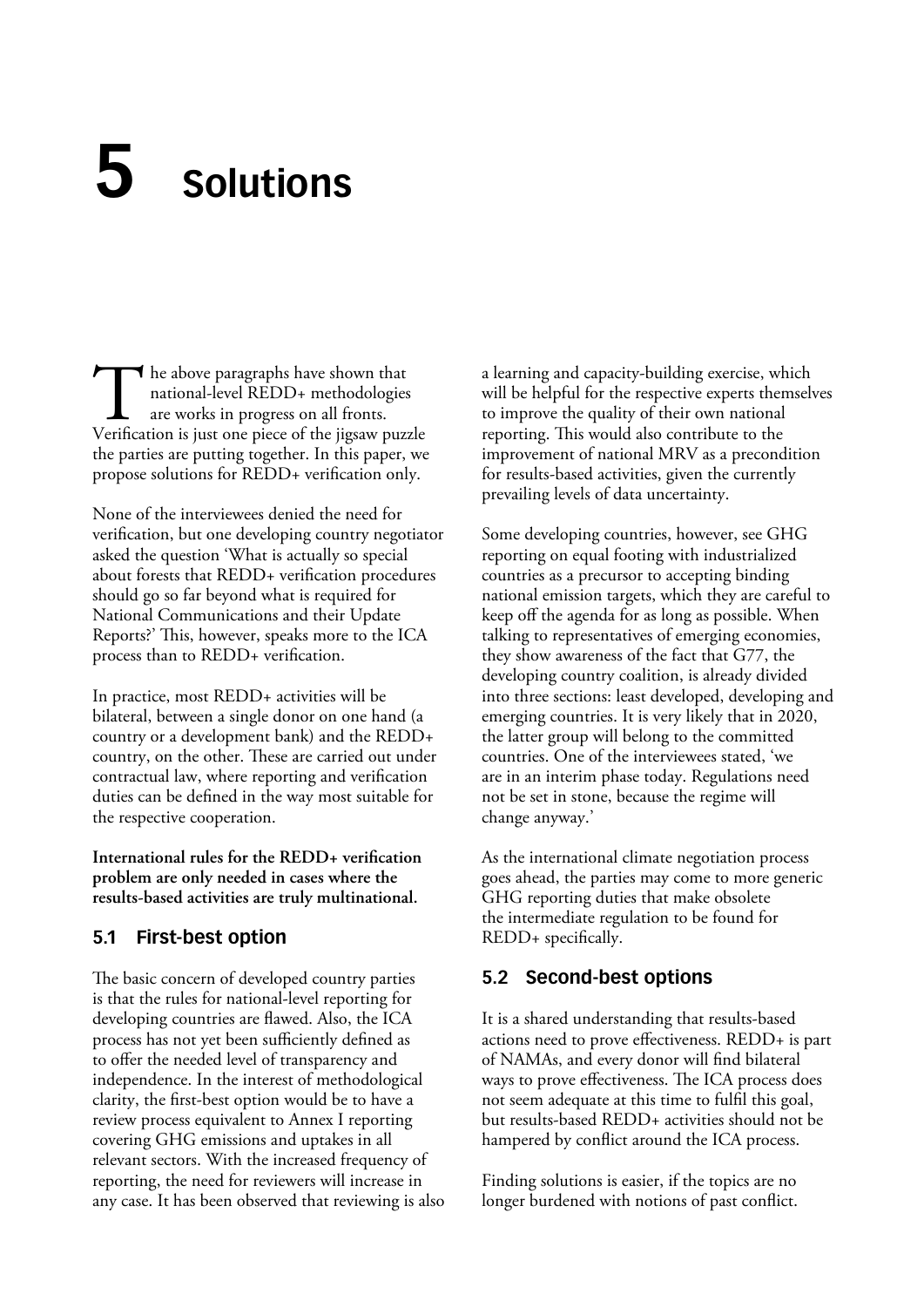# 5 Solutions

The above paragraphs have shown that national-level REDD+ methodologies are works in progress on all fronts. Verification is just one piece of the jigsaw puzzle the parties are putting together. In this paper, we propose solutions for REDD+ verification only.

None of the interviewees denied the need for verification, but one developing country negotiator asked the question 'What is actually so special about forests that REDD+ verification procedures should go so far beyond what is required for National Communications and their Update Reports?' This, however, speaks more to the ICA process than to REDD+ verification.

In practice, most REDD+ activities will be bilateral, between a single donor on one hand (a country or a development bank) and the REDD+ country, on the other. These are carried out under contractual law, where reporting and verification duties can be defined in the way most suitable for the respective cooperation.

**International rules for the REDD+ verification problem are only needed in cases where the results-based activities are truly multinational.**

## 5.1 First-best option

The basic concern of developed country parties is that the rules for national-level reporting for developing countries are flawed. Also, the ICA process has not yet been sufficiently defined as to offer the needed level of transparency and independence. In the interest of methodological clarity, the first-best option would be to have a review process equivalent to Annex I reporting covering GHG emissions and uptakes in all relevant sectors. With the increased frequency of reporting, the need for reviewers will increase in any case. It has been observed that reviewing is also a learning and capacity-building exercise, which will be helpful for the respective experts themselves to improve the quality of their own national reporting. This would also contribute to the improvement of national MRV as a precondition for results-based activities, given the currently prevailing levels of data uncertainty.

Some developing countries, however, see GHG reporting on equal footing with industrialized countries as a precursor to accepting binding national emission targets, which they are careful to keep off the agenda for as long as possible. When talking to representatives of emerging economies, they show awareness of the fact that G77, the developing country coalition, is already divided into three sections: least developed, developing and emerging countries. It is very likely that in 2020, the latter group will belong to the committed countries. One of the interviewees stated, 'we are in an interim phase today. Regulations need not be set in stone, because the regime will change anyway.'

As the international climate negotiation process goes ahead, the parties may come to more generic GHG reporting duties that make obsolete the intermediate regulation to be found for REDD+ specifically.

## 5.2 Second-best options

It is a shared understanding that results-based actions need to prove effectiveness. REDD+ is part of NAMAs, and every donor will find bilateral ways to prove effectiveness. The ICA process does not seem adequate at this time to fulfil this goal, but results-based REDD+ activities should not be hampered by conflict around the ICA process.

Finding solutions is easier, if the topics are no longer burdened with notions of past conflict.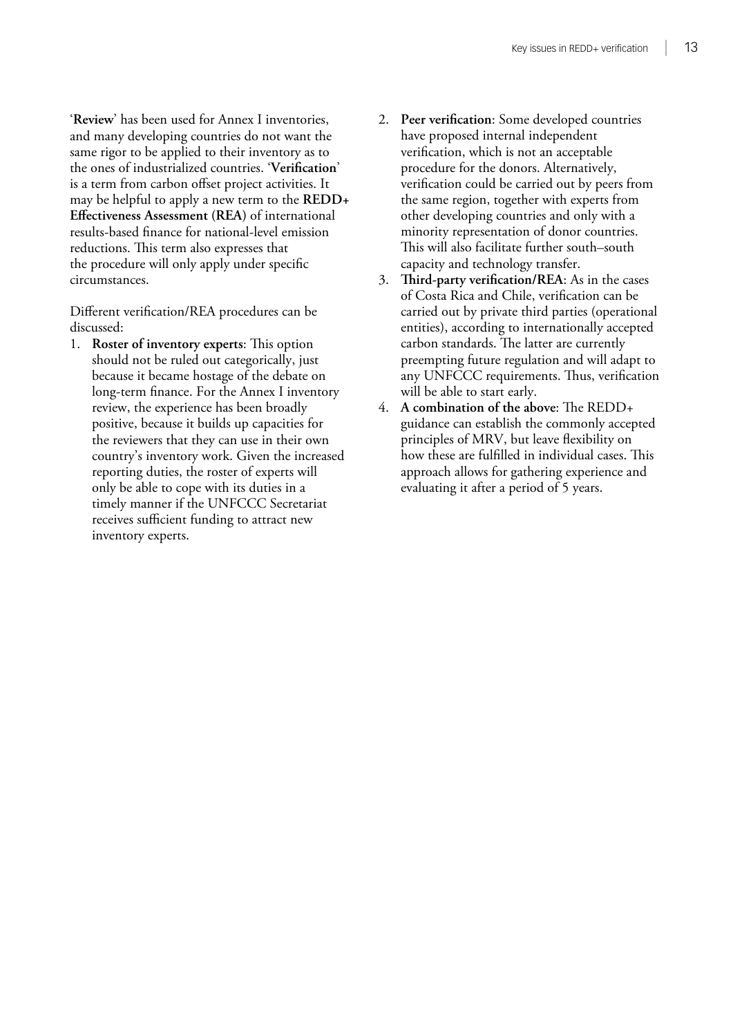'**Review**' has been used for Annex I inventories, and many developing countries do not want the same rigor to be applied to their inventory as to the ones of industrialized countries. '**Verification**' is a term from carbon offset project activities. It may be helpful to apply a new term to the **REDD+ Effectiveness Assessment (REA)** of international results-based finance for national-level emission reductions. This term also expresses that the procedure will only apply under specific circumstances.

Different verification/REA procedures can be discussed:

1. **Roster of inventory experts**: This option should not be ruled out categorically, just because it became hostage of the debate on long-term finance. For the Annex I inventory review, the experience has been broadly positive, because it builds up capacities for the reviewers that they can use in their own country's inventory work. Given the increased reporting duties, the roster of experts will only be able to cope with its duties in a timely manner if the UNFCCC Secretariat receives sufficient funding to attract new inventory experts.
2. **Peer verification**: Some developed countries have proposed internal independent verification, which is not an acceptable procedure for the donors. Alternatively, verification could be carried out by peers from the same region, together with experts from other developing countries and only with a minority representation of donor countries. This will also facilitate further south–south capacity and technology transfer.
3. **Third-party verification/REA**: As in the cases of Costa Rica and Chile, verification can be carried out by private third parties (operational entities), according to internationally accepted carbon standards. The latter are currently preempting future regulation and will adapt to any UNFCCC requirements. Thus, verification will be able to start early.
4. **A combination of the above**: The REDD+ guidance can establish the commonly accepted principles of MRV, but leave flexibility on how these are fulfilled in individual cases. This approach allows for gathering experience and evaluating it after a period of 5 years.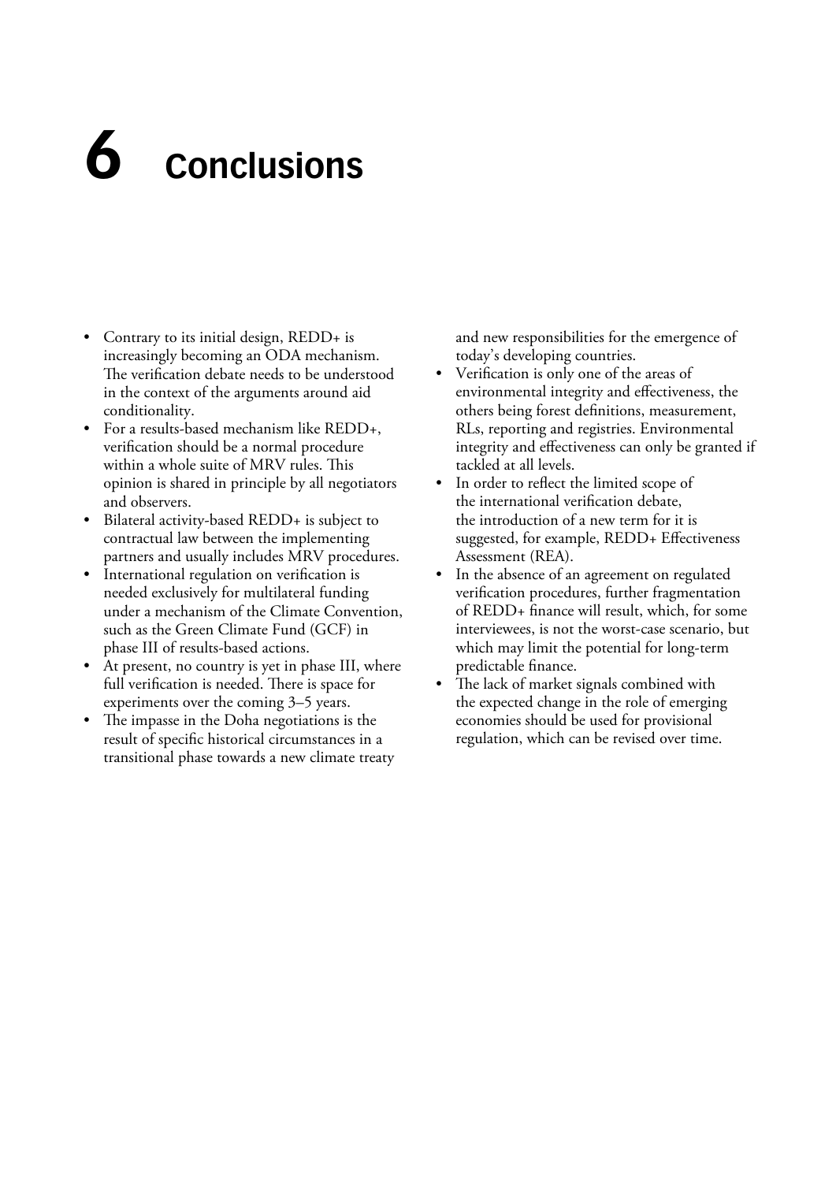# 6 Conclusions

- Contrary to its initial design, REDD+ is increasingly becoming an ODA mechanism. The verification debate needs to be understood in the context of the arguments around aid conditionality.
- For a results-based mechanism like REDD+, verification should be a normal procedure within a whole suite of MRV rules. This opinion is shared in principle by all negotiators and observers.
- Bilateral activity-based REDD+ is subject to contractual law between the implementing partners and usually includes MRV procedures.
- International regulation on verification is needed exclusively for multilateral funding under a mechanism of the Climate Convention, such as the Green Climate Fund (GCF) in phase III of results-based actions.
- At present, no country is yet in phase III, where full verification is needed. There is space for experiments over the coming 3–5 years.
- The impasse in the Doha negotiations is the result of specific historical circumstances in a transitional phase towards a new climate treaty and new responsibilities for the emergence of today's developing countries.
- Verification is only one of the areas of environmental integrity and effectiveness, the others being forest definitions, measurement, RLs, reporting and registries. Environmental integrity and effectiveness can only be granted if tackled at all levels.
- In order to reflect the limited scope of the international verification debate, the introduction of a new term for it is suggested, for example, REDD+ Effectiveness Assessment (REA).
- In the absence of an agreement on regulated verification procedures, further fragmentation of REDD+ finance will result, which, for some interviewees, is not the worst-case scenario, but which may limit the potential for long-term predictable finance.
- The lack of market signals combined with the expected change in the role of emerging economies should be used for provisional regulation, which can be revised over time.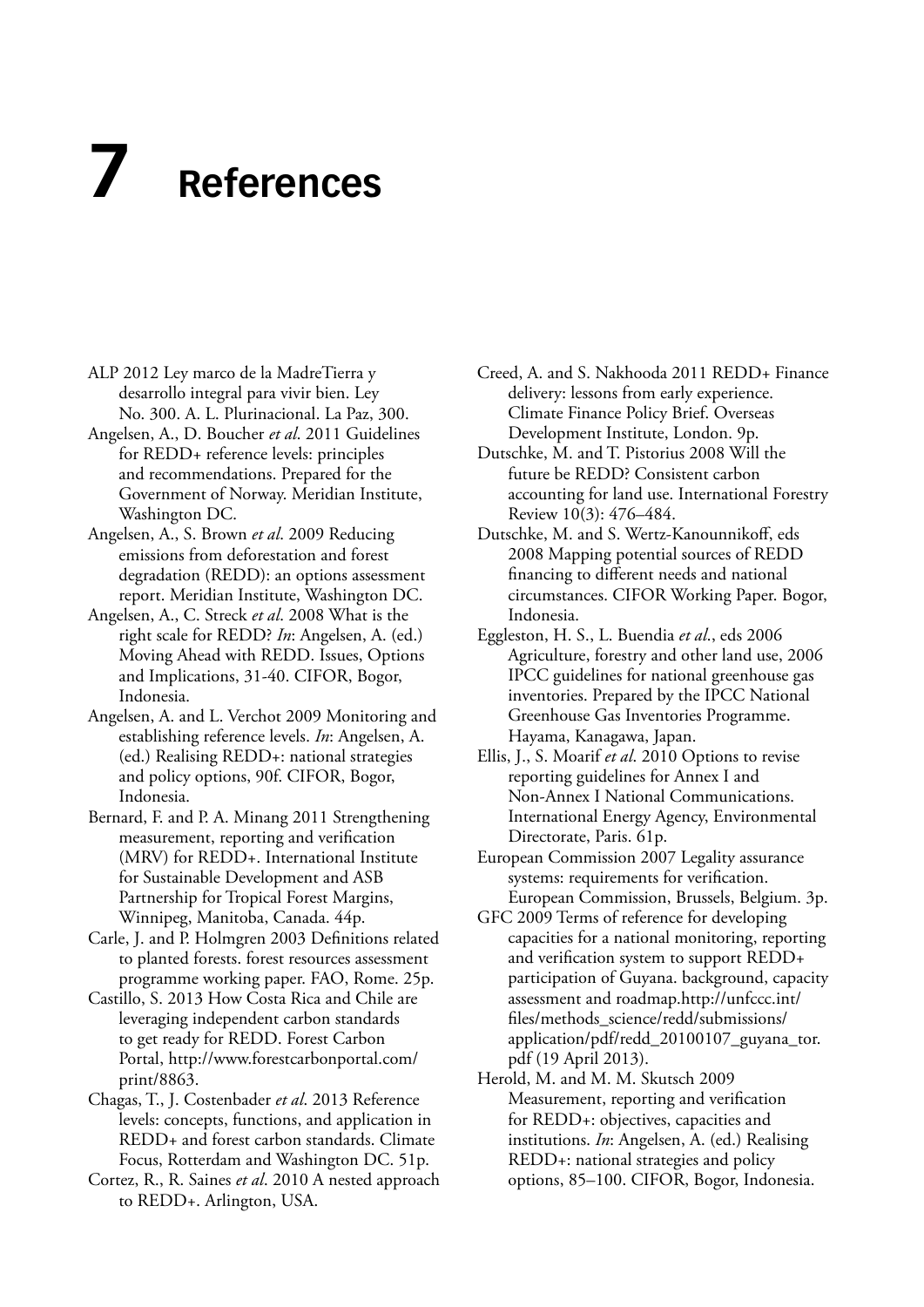# 7 References

ALP 2012 Ley marco de la MadreTierra y desarrollo integral para vivir bien. Ley No. 300. A. L. Plurinacional. La Paz, 300.

Angelsen, A., D. Boucher *et al.* 2011 Guidelines for REDD+ reference levels: principles and recommendations. Prepared for the Government of Norway. Meridian Institute, Washington DC.

Angelsen, A., S. Brown *et al*. 2009 Reducing emissions from deforestation and forest degradation (REDD): an options assessment report. Meridian Institute, Washington DC.

Angelsen, A., C. Streck *et al.* 2008 What is the right scale for REDD? *In*: Angelsen, A. (ed.) Moving Ahead with REDD. Issues, Options and Implications, 31-40. CIFOR, Bogor, Indonesia.

Angelsen, A. and L. Verchot 2009 Monitoring and establishing reference levels. *In*: Angelsen, A. (ed.) Realising REDD+: national strategies and policy options, 90f. CIFOR, Bogor, Indonesia.

Bernard, F. and P. A. Minang 2011 Strengthening measurement, reporting and verification (MRV) for REDD+. International Institute for Sustainable Development and ASB Partnership for Tropical Forest Margins, Winnipeg, Manitoba, Canada. 44p.

Carle, J. and P. Holmgren 2003 Definitions related to planted forests. forest resources assessment programme working paper. FAO, Rome. 25p.

Castillo, S. 2013 How Costa Rica and Chile are leveraging independent carbon standards to get ready for REDD. Forest Carbon Portal, http://www.forestcarbonportal.com/print/8863.

Chagas, T., J. Costenbader *et al*. 2013 Reference levels: concepts, functions, and application in REDD+ and forest carbon standards. Climate Focus, Rotterdam and Washington DC. 51p.

Cortez, R., R. Saines *et al*. 2010 A nested approach to REDD+. Arlington, USA.

Creed, A. and S. Nakhooda 2011 REDD+ Finance delivery: lessons from early experience. Climate Finance Policy Brief. Overseas Development Institute, London. 9p.

Dutschke, M. and T. Pistorius 2008 Will the future be REDD? Consistent carbon accounting for land use. International Forestry Review 10(3): 476–484.

Dutschke, M. and S. Wertz-Kanounnikoff, eds 2008 Mapping potential sources of REDD financing to different needs and national circumstances. CIFOR Working Paper. Bogor, Indonesia.

Eggleston, H. S., L. Buendia *et al*., eds 2006 Agriculture, forestry and other land use, 2006 IPCC guidelines for national greenhouse gas inventories. Prepared by the IPCC National Greenhouse Gas Inventories Programme. Hayama, Kanagawa, Japan.

Ellis, J., S. Moarif *et al*. 2010 Options to revise reporting guidelines for Annex I and Non-Annex I National Communications. International Energy Agency, Environmental Directorate, Paris. 61p.

European Commission 2007 Legality assurance systems: requirements for verification. European Commission, Brussels, Belgium. 3p.

GFC 2009 Terms of reference for developing capacities for a national monitoring, reporting and verification system to support REDD+ participation of Guyana. background, capacity assessment and roadmap.http://unfccc.int/files/methods_science/redd/submissions/application/pdf/redd_20100107_guyana_tor.pdf (19 April 2013).

Herold, M. and M. M. Skutsch 2009 Measurement, reporting and verification for REDD+: objectives, capacities and institutions. *In*: Angelsen, A. (ed.) Realising REDD+: national strategies and policy options, 85–100. CIFOR, Bogor, Indonesia.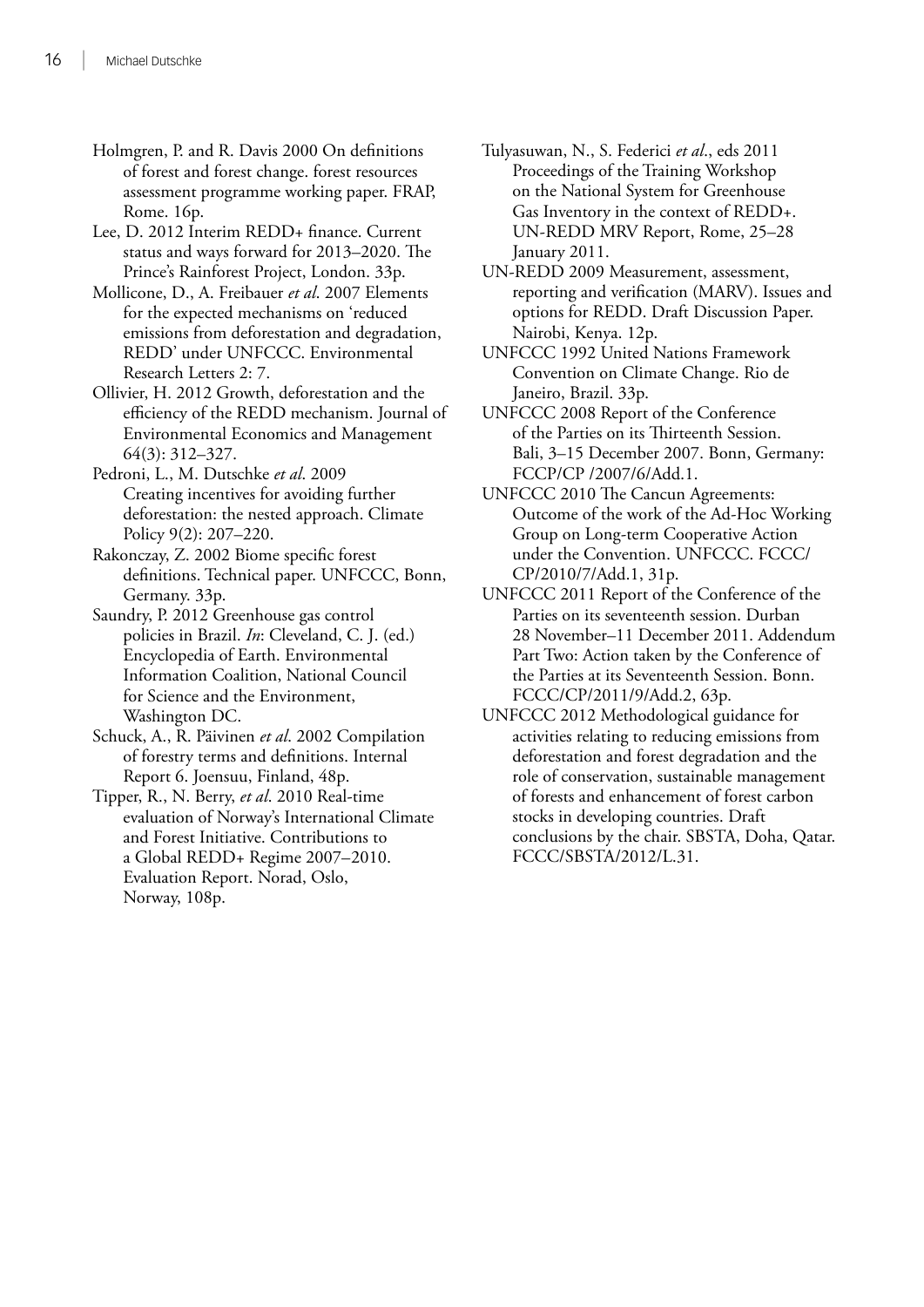Holmgren, P. and R. Davis 2000 On definitions of forest and forest change. forest resources assessment programme working paper. FRAP, Rome. 16p.

Lee, D. 2012 Interim REDD+ finance. Current status and ways forward for 2013–2020. The Prince's Rainforest Project, London. 33p.

Mollicone, D., A. Freibauer *et al*. 2007 Elements for the expected mechanisms on 'reduced emissions from deforestation and degradation, REDD' under UNFCCC. Environmental Research Letters 2: 7.

Ollivier, H. 2012 Growth, deforestation and the efficiency of the REDD mechanism. Journal of Environmental Economics and Management 64(3): 312–327.

Pedroni, L., M. Dutschke *et al*. 2009 Creating incentives for avoiding further deforestation: the nested approach. Climate Policy 9(2): 207–220.

Rakonczay, Z. 2002 Biome specific forest definitions. Technical paper. UNFCCC, Bonn, Germany. 33p.

Saundry, P. 2012 Greenhouse gas control policies in Brazil. *In*: Cleveland, C. J. (ed.) Encyclopedia of Earth. Environmental Information Coalition, National Council for Science and the Environment, Washington DC.

Schuck, A., R. Päivinen *et al*. 2002 Compilation of forestry terms and definitions. Internal Report 6. Joensuu, Finland, 48p.

Tipper, R., N. Berry, *et al*. 2010 Real-time evaluation of Norway's International Climate and Forest Initiative. Contributions to a Global REDD+ Regime 2007–2010. Evaluation Report. Norad, Oslo, Norway, 108p.

Tulyasuwan, N., S. Federici *et al*., eds 2011 Proceedings of the Training Workshop on the National System for Greenhouse Gas Inventory in the context of REDD+. UN-REDD MRV Report, Rome, 25–28 January 2011.

UN-REDD 2009 Measurement, assessment, reporting and verification (MARV). Issues and options for REDD. Draft Discussion Paper. Nairobi, Kenya. 12p.

UNFCCC 1992 United Nations Framework Convention on Climate Change. Rio de Janeiro, Brazil. 33p.

UNFCCC 2008 Report of the Conference of the Parties on its Thirteenth Session. Bali, 3–15 December 2007. Bonn, Germany: FCCP/CP /2007/6/Add.1.

UNFCCC 2010 The Cancun Agreements: Outcome of the work of the Ad-Hoc Working Group on Long-term Cooperative Action under the Convention. UNFCCC. FCCC/CP/2010/7/Add.1, 31p.

UNFCCC 2011 Report of the Conference of the Parties on its seventeenth session. Durban 28 November–11 December 2011. Addendum Part Two: Action taken by the Conference of the Parties at its Seventeenth Session. Bonn. FCCC/CP/2011/9/Add.2, 63p.

UNFCCC 2012 Methodological guidance for activities relating to reducing emissions from deforestation and forest degradation and the role of conservation, sustainable management of forests and enhancement of forest carbon stocks in developing countries. Draft conclusions by the chair. SBSTA, Doha, Qatar. FCCC/SBSTA/2012/L.31.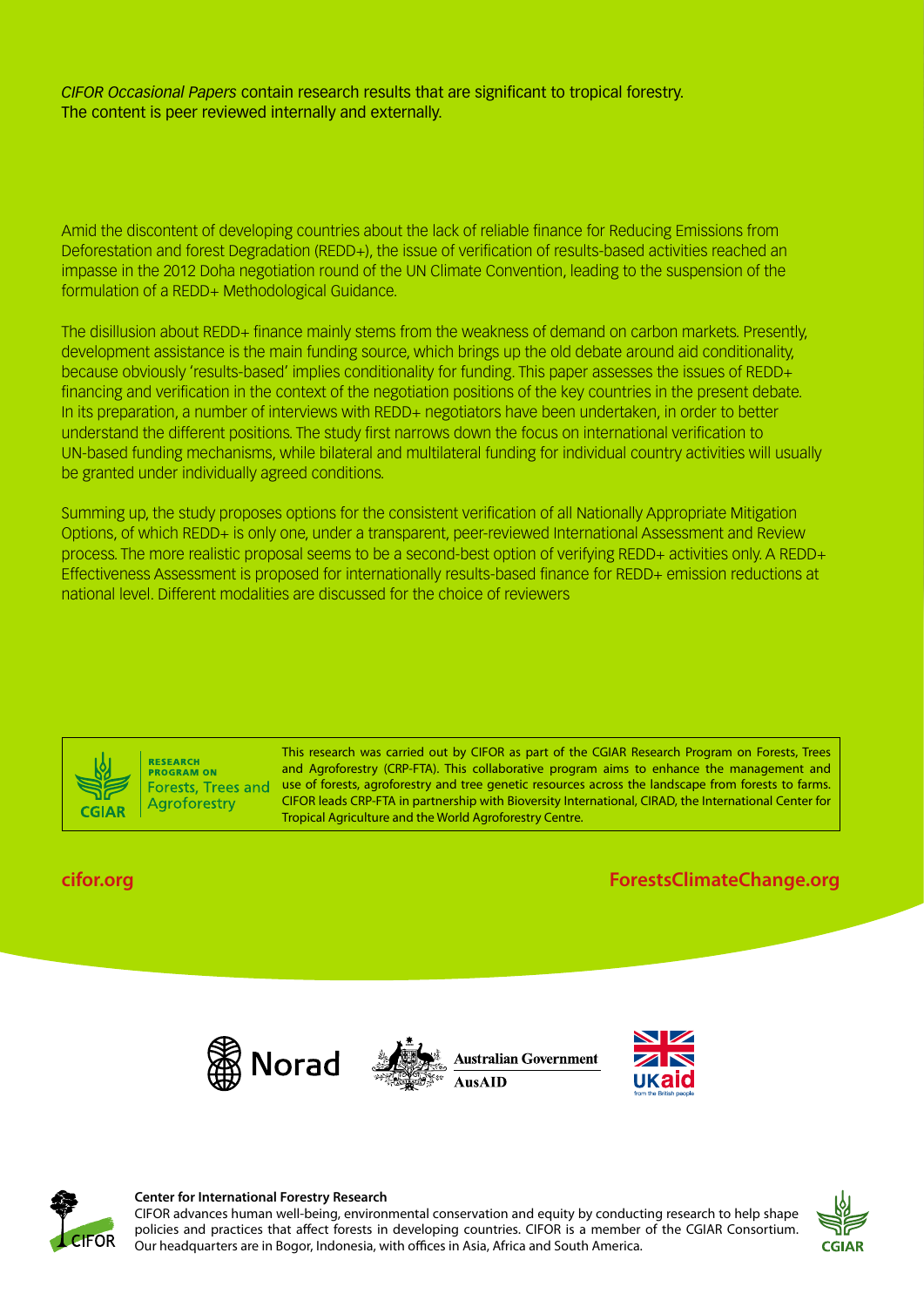*CIFOR Occasional Papers* contain research results that are significant to tropical forestry. The content is peer reviewed internally and externally.

Amid the discontent of developing countries about the lack of reliable finance for Reducing Emissions from Deforestation and forest Degradation (REDD+), the issue of verification of results-based activities reached an impasse in the 2012 Doha negotiation round of the UN Climate Convention, leading to the suspension of the formulation of a REDD+ Methodological Guidance.

The disillusion about REDD+ finance mainly stems from the weakness of demand on carbon markets. Presently, development assistance is the main funding source, which brings up the old debate around aid conditionality, because obviously 'results-based' implies conditionality for funding. This paper assesses the issues of REDD+ financing and verification in the context of the negotiation positions of the key countries in the present debate. In its preparation, a number of interviews with REDD+ negotiators have been undertaken, in order to better understand the different positions. The study first narrows down the focus on international verification to UN-based funding mechanisms, while bilateral and multilateral funding for individual country activities will usually be granted under individually agreed conditions.

Summing up, the study proposes options for the consistent verification of all Nationally Appropriate Mitigation Options, of which REDD+ is only one, under a transparent, peer-reviewed International Assessment and Review process. The more realistic proposal seems to be a second-best option of verifying REDD+ activities only. A REDD+ Effectiveness Assessment is proposed for internationally results-based finance for REDD+ emission reductions at national level. Different modalities are discussed for the choice of reviewers

CGIAR
RESEARCH PROGRAM ON
Forests, Trees and Agroforestry

This research was carried out by CIFOR as part of the CGIAR Research Program on Forests, Trees and Agroforestry (CRP-FTA). This collaborative program aims to enhance the management and use of forests, agroforestry and tree genetic resources across the landscape from forests to farms. CIFOR leads CRP-FTA in partnership with Bioversity International, CIRAD, the International Center for Tropical Agriculture and the World Agroforestry Centre.

cifor.org

ForestsClimateChange.org

Norad

Australian Government
AusAID

UKaid
from the British people

CIFOR

**Center for International Forestry Research**

CIFOR advances human well-being, environmental conservation and equity by conducting research to help shape policies and practices that affect forests in developing countries. CIFOR is a member of the CGIAR Consortium. Our headquarters are in Bogor, Indonesia, with offices in Asia, Africa and South America.

CGIAR